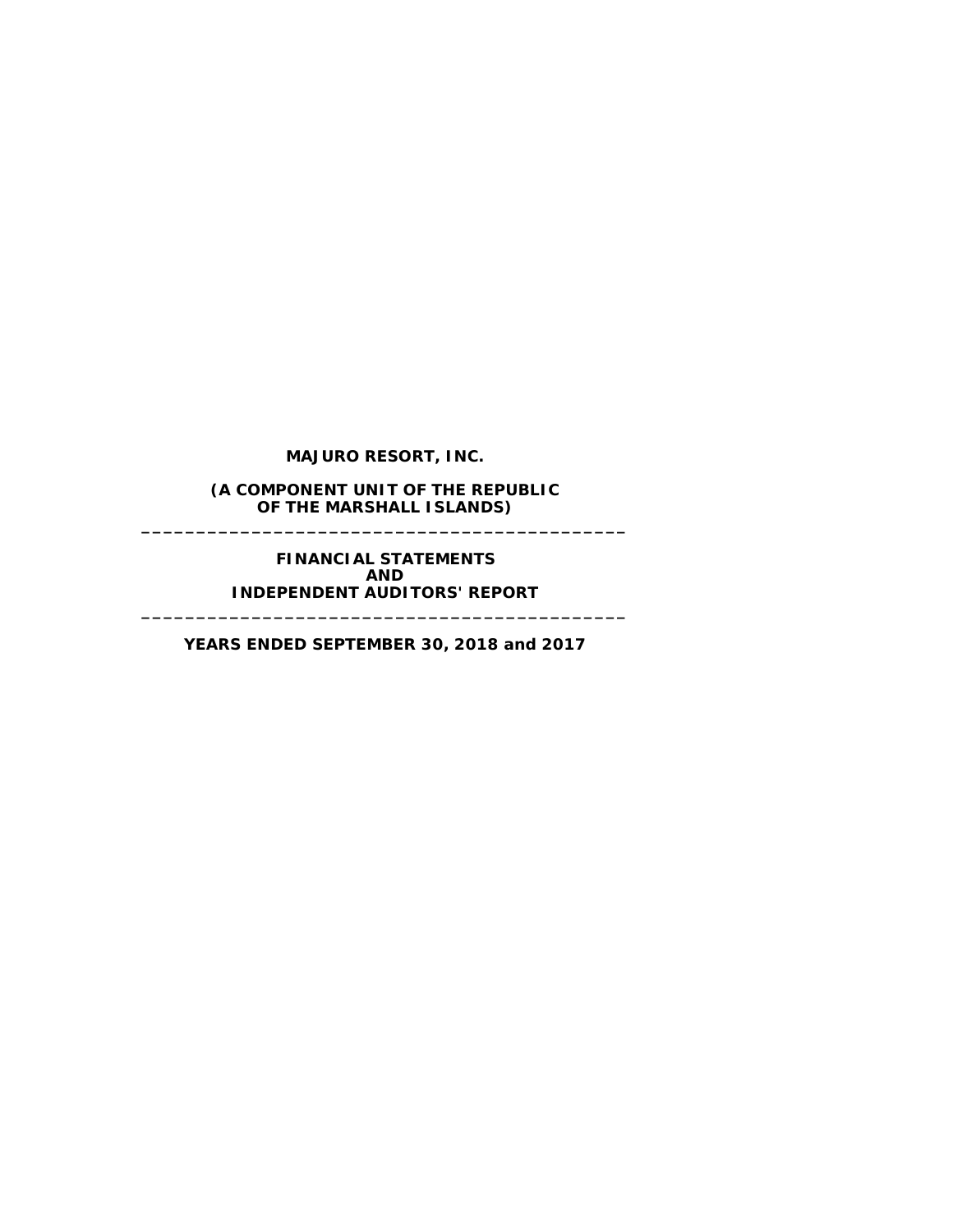# MAJURO RESORT, INC.

## (A COMPONENT UNIT OF THE REPUBLIC OF THE MARSHALL ISLANDS)

---

## FINANCIAL STATEMENTS AND INDEPENDENT AUDITORS' REPORT

---

**YEARS ENDED SEPTEMBER 30, 2018 and 2017**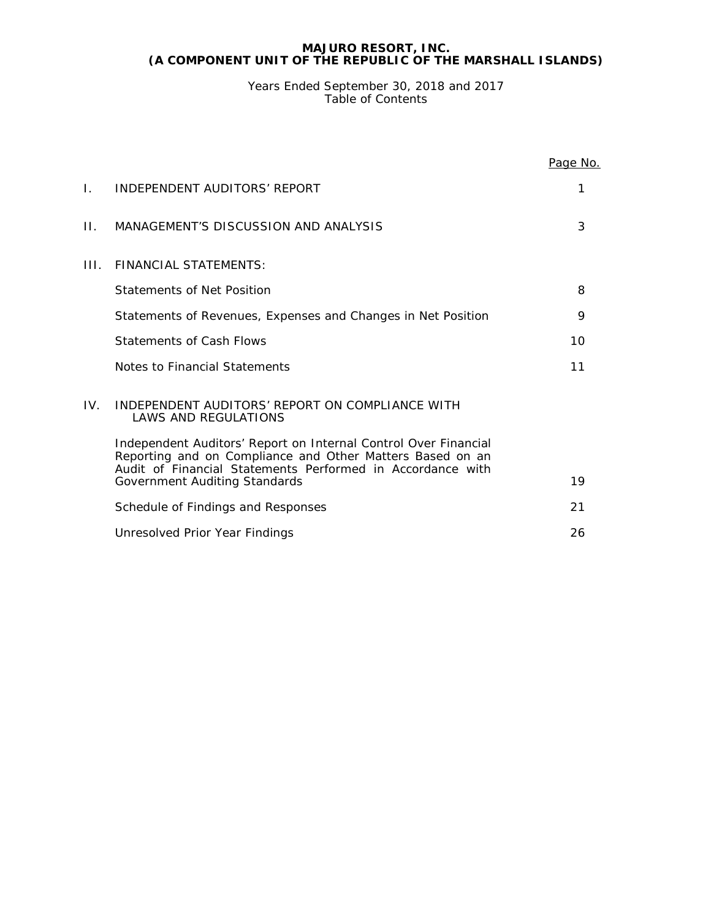# MAJURO RESORT, INC.
# (A COMPONENT UNIT OF THE REPUBLIC OF THE MARSHALL ISLANDS)

Years Ended September 30, 2018 and 2017
Table of Contents

| | | Page No. |
|---|---|---|
| I. | INDEPENDENT AUDITORS' REPORT | 1 |
| II. | MANAGEMENT'S DISCUSSION AND ANALYSIS | 3 |
| III. | FINANCIAL STATEMENTS: | |
| | Statements of Net Position | 8 |
| | Statements of Revenues, Expenses and Changes in Net Position | 9 |
| | Statements of Cash Flows | 10 |
| | Notes to Financial Statements | 11 |
| IV. | INDEPENDENT AUDITORS' REPORT ON COMPLIANCE WITH LAWS AND REGULATIONS | |
| | Independent Auditors' Report on Internal Control Over Financial Reporting and on Compliance and Other Matters Based on an Audit of Financial Statements Performed in Accordance with Government Auditing Standards | 19 |
| | Schedule of Findings and Responses | 21 |
| | Unresolved Prior Year Findings | 26 |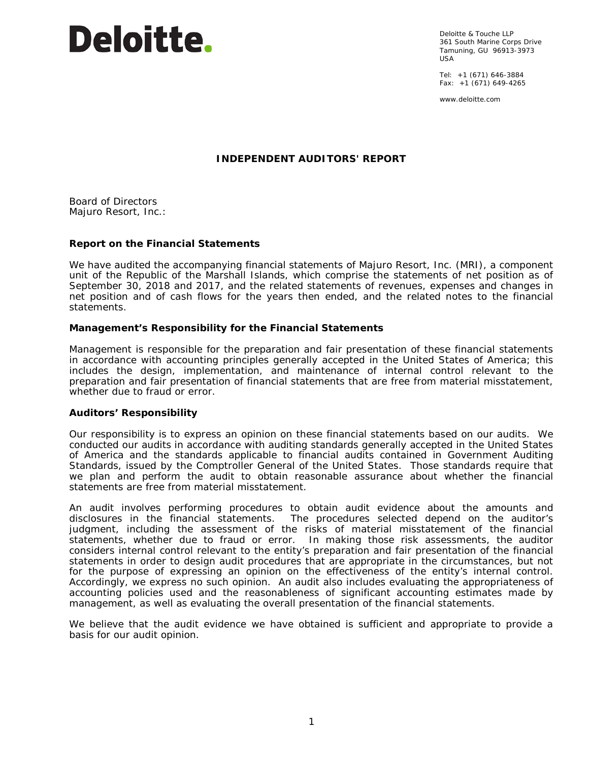Deloitte.

Deloitte & Touche LLP
361 South Marine Corps Drive
Tamuning, GU 96913-3973
USA

Tel: +1 (671) 646-3884
Fax: +1 (671) 649-4265

www.deloitte.com

# INDEPENDENT AUDITORS' REPORT

Board of Directors
Majuro Resort, Inc.:

## Report on the Financial Statements

We have audited the accompanying financial statements of Majuro Resort, Inc. (MRI), a component unit of the Republic of the Marshall Islands, which comprise the statements of net position as of September 30, 2018 and 2017, and the related statements of revenues, expenses and changes in net position and of cash flows for the years then ended, and the related notes to the financial statements.

## Management's Responsibility for the Financial Statements

Management is responsible for the preparation and fair presentation of these financial statements in accordance with accounting principles generally accepted in the United States of America; this includes the design, implementation, and maintenance of internal control relevant to the preparation and fair presentation of financial statements that are free from material misstatement, whether due to fraud or error.

## Auditors' Responsibility

Our responsibility is to express an opinion on these financial statements based on our audits. We conducted our audits in accordance with auditing standards generally accepted in the United States of America and the standards applicable to financial audits contained in Government Auditing Standards, issued by the Comptroller General of the United States. Those standards require that we plan and perform the audit to obtain reasonable assurance about whether the financial statements are free from material misstatement.

An audit involves performing procedures to obtain audit evidence about the amounts and disclosures in the financial statements. The procedures selected depend on the auditor's judgment, including the assessment of the risks of material misstatement of the financial statements, whether due to fraud or error. In making those risk assessments, the auditor considers internal control relevant to the entity's preparation and fair presentation of the financial statements in order to design audit procedures that are appropriate in the circumstances, but not for the purpose of expressing an opinion on the effectiveness of the entity's internal control. Accordingly, we express no such opinion. An audit also includes evaluating the appropriateness of accounting policies used and the reasonableness of significant accounting estimates made by management, as well as evaluating the overall presentation of the financial statements.

We believe that the audit evidence we have obtained is sufficient and appropriate to provide a basis for our audit opinion.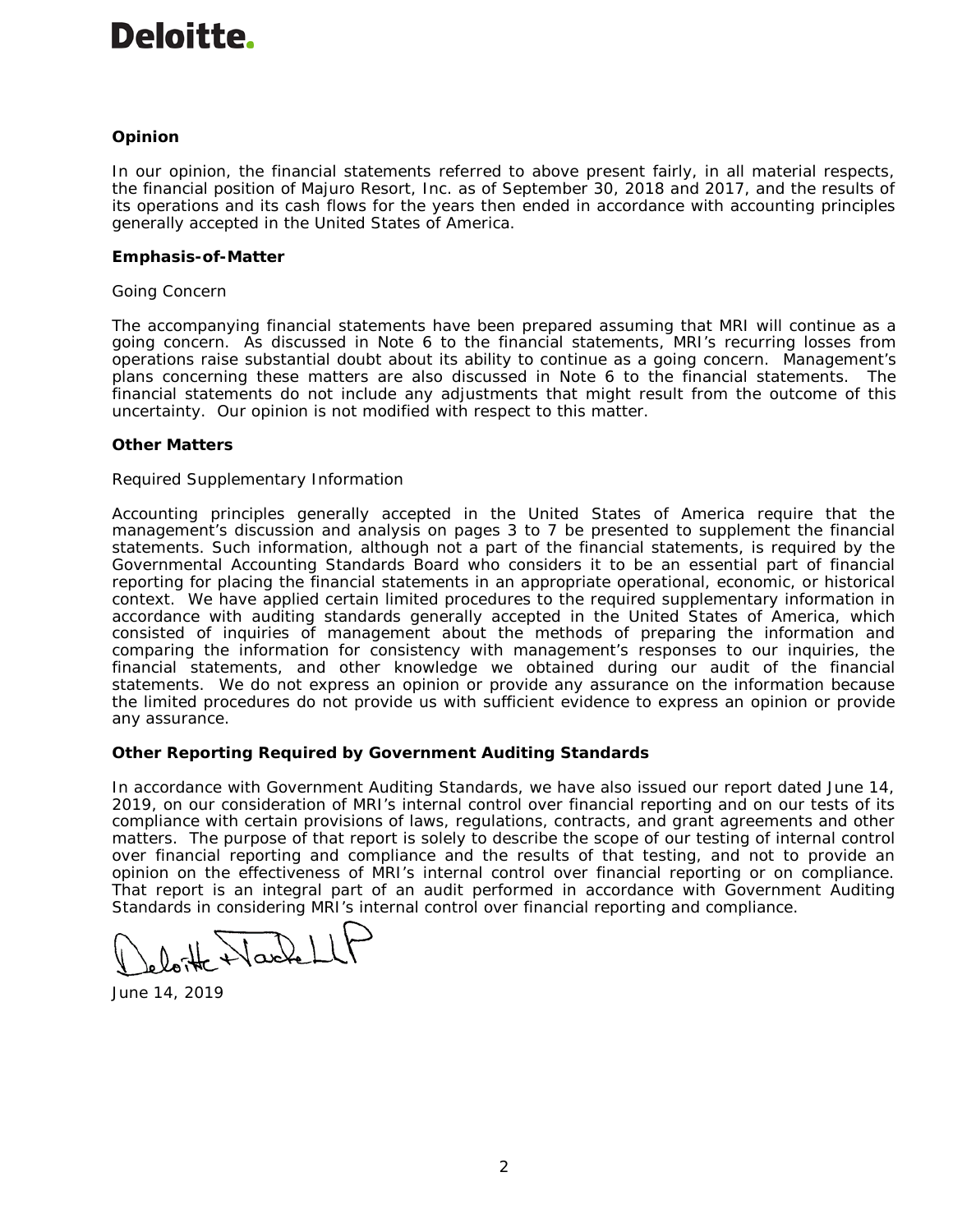**Deloitte.**

### Opinion

In our opinion, the financial statements referred to above present fairly, in all material respects, the financial position of Majuro Resort, Inc. as of September 30, 2018 and 2017, and the results of its operations and its cash flows for the years then ended in accordance with accounting principles generally accepted in the United States of America.

### Emphasis-of-Matter

Going Concern

The accompanying financial statements have been prepared assuming that MRI will continue as a going concern. As discussed in Note 6 to the financial statements, MRI's recurring losses from operations raise substantial doubt about its ability to continue as a going concern. Management's plans concerning these matters are also discussed in Note 6 to the financial statements. The financial statements do not include any adjustments that might result from the outcome of this uncertainty. Our opinion is not modified with respect to this matter.

### Other Matters

Required Supplementary Information

Accounting principles generally accepted in the United States of America require that the management's discussion and analysis on pages 3 to 7 be presented to supplement the financial statements. Such information, although not a part of the financial statements, is required by the Governmental Accounting Standards Board who considers it to be an essential part of financial reporting for placing the financial statements in an appropriate operational, economic, or historical context. We have applied certain limited procedures to the required supplementary information in accordance with auditing standards generally accepted in the United States of America, which consisted of inquiries of management about the methods of preparing the information and comparing the information for consistency with management's responses to our inquiries, the financial statements, and other knowledge we obtained during our audit of the financial statements. We do not express an opinion or provide any assurance on the information because the limited procedures do not provide us with sufficient evidence to express an opinion or provide any assurance.

### Other Reporting Required by Government Auditing Standards

In accordance with Government Auditing Standards, we have also issued our report dated June 14, 2019, on our consideration of MRI's internal control over financial reporting and on our tests of its compliance with certain provisions of laws, regulations, contracts, and grant agreements and other matters. The purpose of that report is solely to describe the scope of our testing of internal control over financial reporting and compliance and the results of that testing, and not to provide an opinion on the effectiveness of MRI's internal control over financial reporting or on compliance. That report is an integral part of an audit performed in accordance with Government Auditing Standards in considering MRI's internal control over financial reporting and compliance.

Deloitte & Touche LLP

June 14, 2019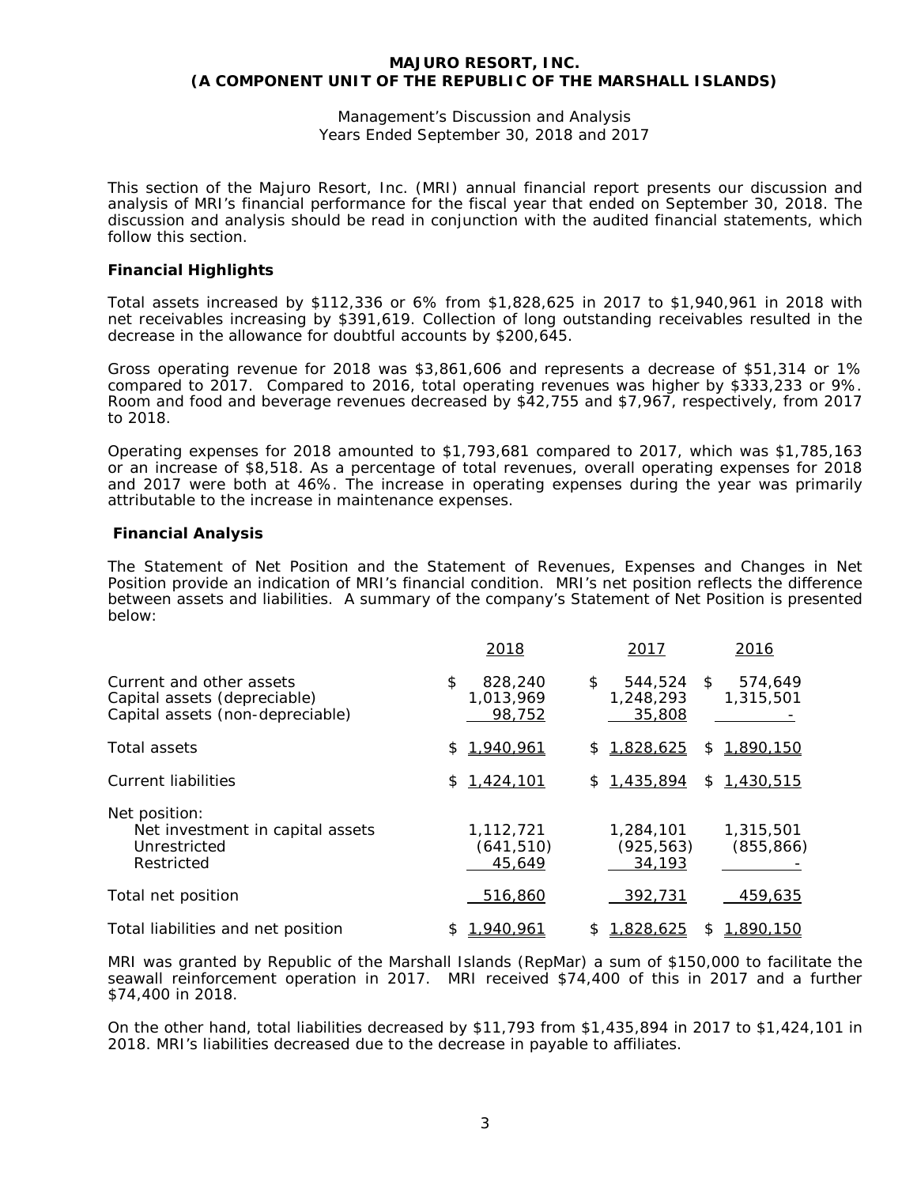# MAJURO RESORT, INC.
# (A COMPONENT UNIT OF THE REPUBLIC OF THE MARSHALL ISLANDS)

Management's Discussion and Analysis
Years Ended September 30, 2018 and 2017

This section of the Majuro Resort, Inc. (MRI) annual financial report presents our discussion and analysis of MRI's financial performance for the fiscal year that ended on September 30, 2018. The discussion and analysis should be read in conjunction with the audited financial statements, which follow this section.

**Financial Highlights**

Total assets increased by $112,336 or 6% from $1,828,625 in 2017 to $1,940,961 in 2018 with net receivables increasing by $391,619. Collection of long outstanding receivables resulted in the decrease in the allowance for doubtful accounts by $200,645.

Gross operating revenue for 2018 was $3,861,606 and represents a decrease of $51,314 or 1% compared to 2017. Compared to 2016, total operating revenues was higher by $333,233 or 9%. Room and food and beverage revenues decreased by $42,755 and $7,967, respectively, from 2017 to 2018.

Operating expenses for 2018 amounted to $1,793,681 compared to 2017, which was $1,785,163 or an increase of $8,518. As a percentage of total revenues, overall operating expenses for 2018 and 2017 were both at 46%. The increase in operating expenses during the year was primarily attributable to the increase in maintenance expenses.

**Financial Analysis**

The Statement of Net Position and the Statement of Revenues, Expenses and Changes in Net Position provide an indication of MRI's financial condition. MRI's net position reflects the difference between assets and liabilities. A summary of the company's Statement of Net Position is presented below:

| | 2018 | 2017 | 2016 |
|---|---|---|---|
| Current and other assets | $ 828,240 | $ 544,524 | $ 574,649 |
| Capital assets (depreciable) | 1,013,969 | 1,248,293 | 1,315,501 |
| Capital assets (non-depreciable) | 98,752 | 35,808 | - |
| Total assets | $ 1,940,961 | $ 1,828,625 | $ 1,890,150 |
| Current liabilities | $ 1,424,101 | $ 1,435,894 | $ 1,430,515 |
| Net position: | | | |
| Net investment in capital assets | 1,112,721 | 1,284,101 | 1,315,501 |
| Unrestricted | (641,510) | (925,563) | (855,866) |
| Restricted | 45,649 | 34,193 | - |
| Total net position | 516,860 | 392,731 | 459,635 |
| Total liabilities and net position | $ 1,940,961 | $ 1,828,625 | $ 1,890,150 |

MRI was granted by Republic of the Marshall Islands (RepMar) a sum of $150,000 to facilitate the seawall reinforcement operation in 2017. MRI received $74,400 of this in 2017 and a further $74,400 in 2018.

On the other hand, total liabilities decreased by $11,793 from $1,435,894 in 2017 to $1,424,101 in 2018. MRI's liabilities decreased due to the decrease in payable to affiliates.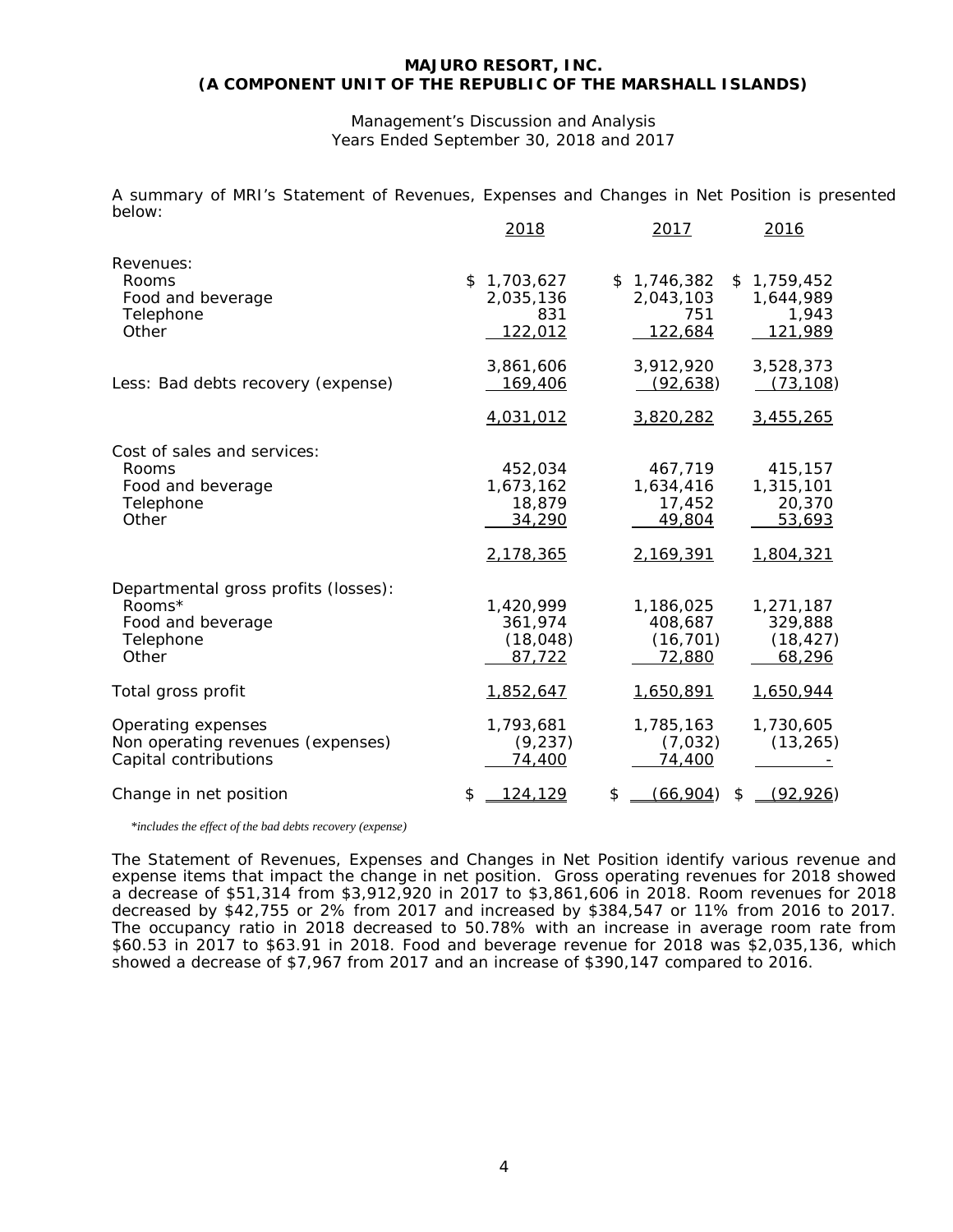**MAJURO RESORT, INC.**
**(A COMPONENT UNIT OF THE REPUBLIC OF THE MARSHALL ISLANDS)**

Management's Discussion and Analysis
Years Ended September 30, 2018 and 2017

A summary of MRI's Statement of Revenues, Expenses and Changes in Net Position is presented below:

| | 2018 | 2017 | 2016 |
|---|---|---|---|
| Revenues: | | | |
| Rooms | $ 1,703,627 | $ 1,746,382 | $ 1,759,452 |
| Food and beverage | 2,035,136 | 2,043,103 | 1,644,989 |
| Telephone | 831 | 751 | 1,943 |
| Other | 122,012 | 122,684 | 121,989 |
| | 3,861,606 | 3,912,920 | 3,528,373 |
| Less: Bad debts recovery (expense) | 169,406 | (92,638) | (73,108) |
| | 4,031,012 | 3,820,282 | 3,455,265 |
| Cost of sales and services: | | | |
| Rooms | 452,034 | 467,719 | 415,157 |
| Food and beverage | 1,673,162 | 1,634,416 | 1,315,101 |
| Telephone | 18,879 | 17,452 | 20,370 |
| Other | 34,290 | 49,804 | 53,693 |
| | 2,178,365 | 2,169,391 | 1,804,321 |
| Departmental gross profits (losses): | | | |
| Rooms* | 1,420,999 | 1,186,025 | 1,271,187 |
| Food and beverage | 361,974 | 408,687 | 329,888 |
| Telephone | (18,048) | (16,701) | (18,427) |
| Other | 87,722 | 72,880 | 68,296 |
| Total gross profit | 1,852,647 | 1,650,891 | 1,650,944 |
| Operating expenses | 1,793,681 | 1,785,163 | 1,730,605 |
| Non operating revenues (expenses) | (9,237) | (7,032) | (13,265) |
| Capital contributions | 74,400 | 74,400 | - |
| Change in net position | $ 124,129 | $ (66,904) | $ (92,926) |

*\*includes the effect of the bad debts recovery (expense)*

The Statement of Revenues, Expenses and Changes in Net Position identify various revenue and expense items that impact the change in net position. Gross operating revenues for 2018 showed a decrease of $51,314 from $3,912,920 in 2017 to $3,861,606 in 2018. Room revenues for 2018 decreased by $42,755 or 2% from 2017 and increased by $384,547 or 11% from 2016 to 2017. The occupancy ratio in 2018 decreased to 50.78% with an increase in average room rate from $60.53 in 2017 to $63.91 in 2018. Food and beverage revenue for 2018 was $2,035,136, which showed a decrease of $7,967 from 2017 and an increase of $390,147 compared to 2016.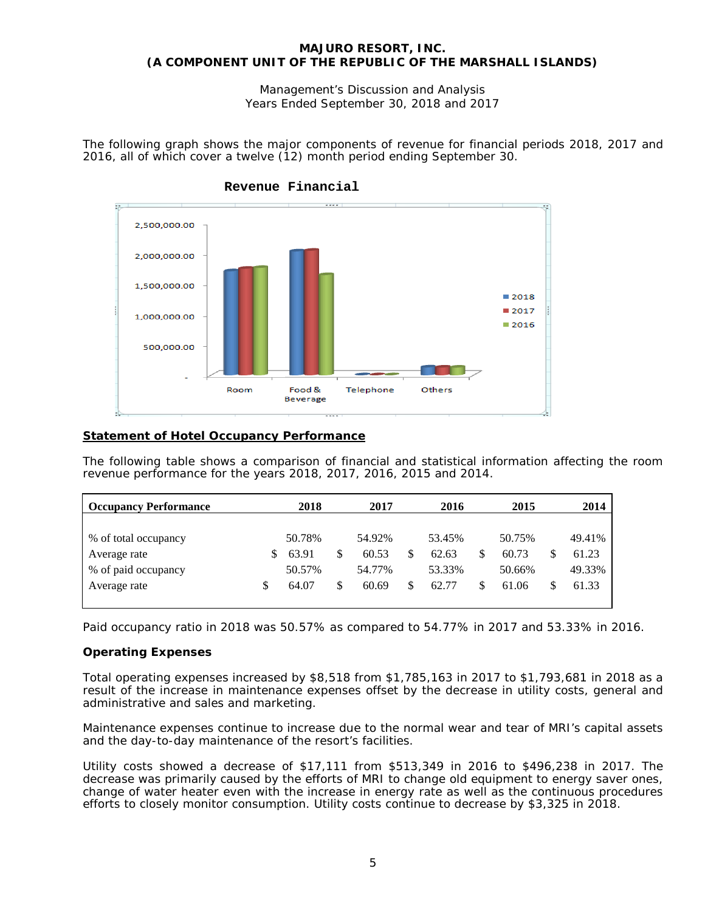The following graph shows the major components of revenue for financial periods 2018, 2017 and 2016, all of which cover a twelve (12) month period ending September 30.

**Revenue Financial**

**Statement of Hotel Occupancy Performance**

The following table shows a comparison of financial and statistical information affecting the room revenue performance for the years 2018, 2017, 2016, 2015 and 2014.

| Occupancy Performance | 2018 | 2017 | 2016 | 2015 | 2014 |
|---|---|---|---|---|---|
| % of total occupancy | 50.78% | 54.92% | 53.45% | 50.75% | 49.41% |
| Average rate | $ 63.91 | $ 60.53 | $ 62.63 | $ 60.73 | $ 61.23 |
| % of paid occupancy | 50.57% | 54.77% | 53.33% | 50.66% | 49.33% |
| Average rate | $ 64.07 | $ 60.69 | $ 62.77 | $ 61.06 | $ 61.33 |

Paid occupancy ratio in 2018 was 50.57% as compared to 54.77% in 2017 and 53.33% in 2016.

**Operating Expenses**

Total operating expenses increased by $8,518 from $1,785,163 in 2017 to $1,793,681 in 2018 as a result of the increase in maintenance expenses offset by the decrease in utility costs, general and administrative and sales and marketing.

Maintenance expenses continue to increase due to the normal wear and tear of MRI's capital assets and the day-to-day maintenance of the resort's facilities.

Utility costs showed a decrease of $17,111 from $513,349 in 2016 to $496,238 in 2017. The decrease was primarily caused by the efforts of MRI to change old equipment to energy saver ones, change of water heater even with the increase in energy rate as well as the continuous procedures efforts to closely monitor consumption. Utility costs continue to decrease by $3,325 in 2018.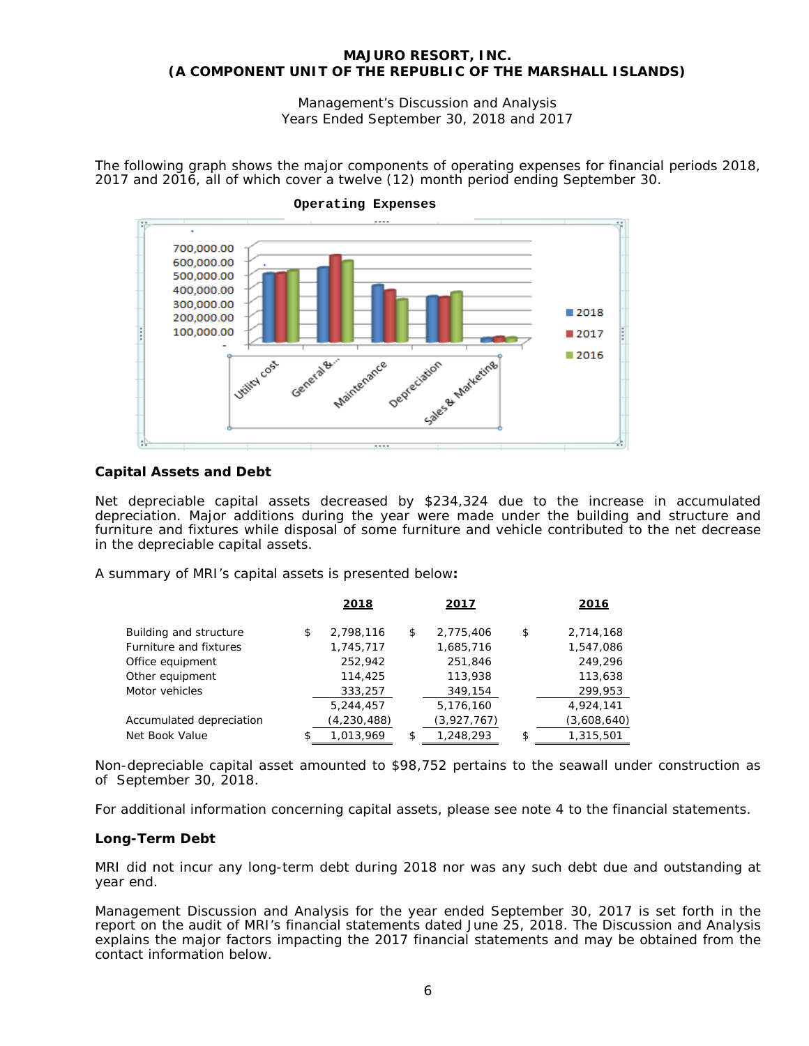The following graph shows the major components of operating expenses for financial periods 2018, 2017 and 2016, all of which cover a twelve (12) month period ending September 30.

### Capital Assets and Debt

Net depreciable capital assets decreased by $234,324 due to the increase in accumulated depreciation. Major additions during the year were made under the building and structure and furniture and fixtures while disposal of some furniture and vehicle contributed to the net decrease in the depreciable capital assets.

A summary of MRI's capital assets is presented below**:**

| | 2018 | 2017 | 2016 |
|---|---|---|---|
| Building and structure | $ 2,798,116 | $ 2,775,406 | $ 2,714,168 |
| Furniture and fixtures | 1,745,717 | 1,685,716 | 1,547,086 |
| Office equipment | 252,942 | 251,846 | 249,296 |
| Other equipment | 114,425 | 113,938 | 113,638 |
| Motor vehicles | 333,257 | 349,154 | 299,953 |
| | 5,244,457 | 5,176,160 | 4,924,141 |
| Accumulated depreciation | (4,230,488) | (3,927,767) | (3,608,640) |
| Net Book Value | $ 1,013,969 | $ 1,248,293 | $ 1,315,501 |

Non-depreciable capital asset amounted to $98,752 pertains to the seawall under construction as of September 30, 2018.

For additional information concerning capital assets, please see note 4 to the financial statements.

### Long-Term Debt

MRI did not incur any long-term debt during 2018 nor was any such debt due and outstanding at year end.

Management Discussion and Analysis for the year ended September 30, 2017 is set forth in the report on the audit of MRI's financial statements dated June 25, 2018. The Discussion and Analysis explains the major factors impacting the 2017 financial statements and may be obtained from the contact information below.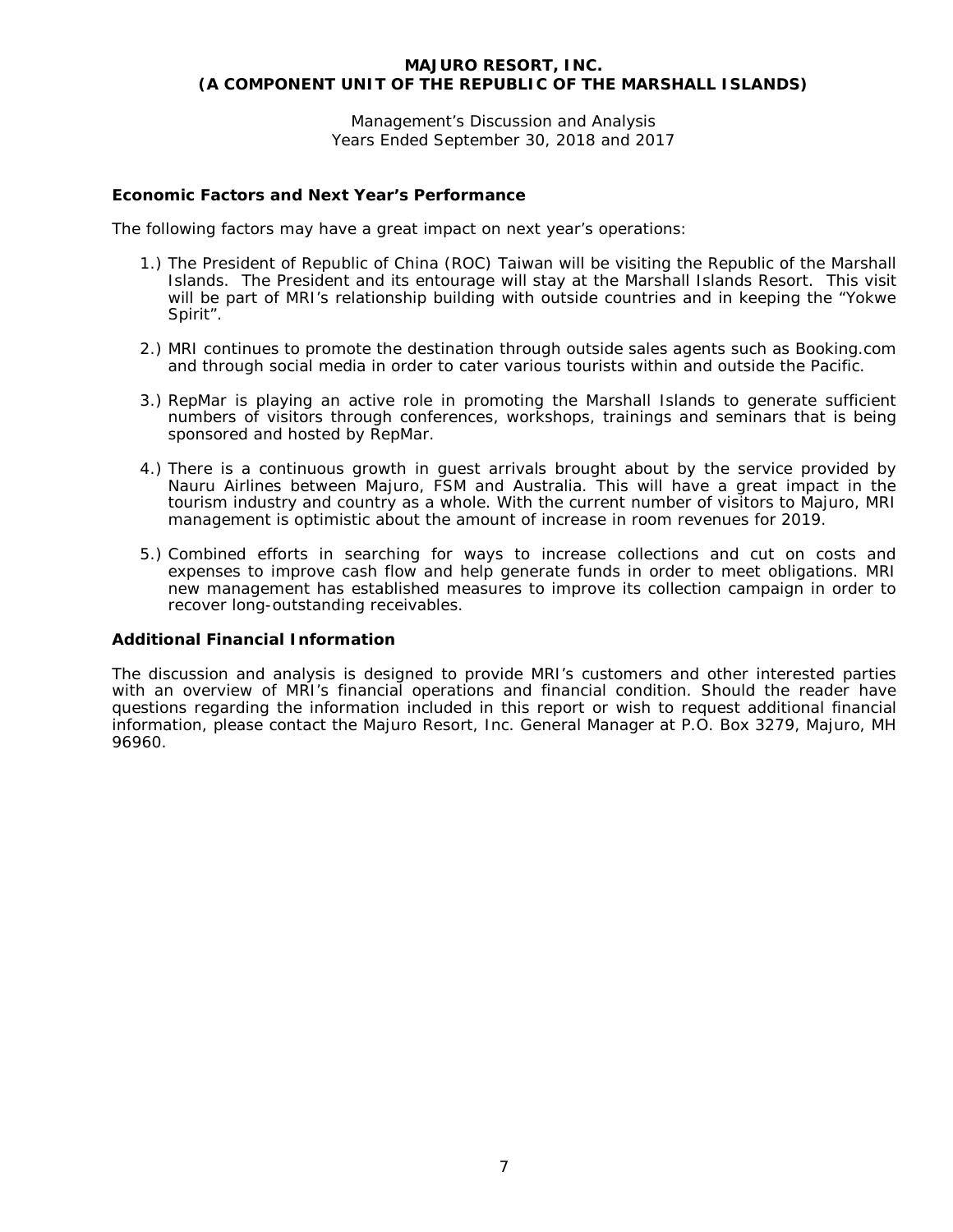## Economic Factors and Next Year's Performance

The following factors may have a great impact on next year's operations:

1.) The President of Republic of China (ROC) Taiwan will be visiting the Republic of the Marshall Islands. The President and its entourage will stay at the Marshall Islands Resort. This visit will be part of MRI's relationship building with outside countries and in keeping the "Yokwe Spirit".

2.) MRI continues to promote the destination through outside sales agents such as Booking.com and through social media in order to cater various tourists within and outside the Pacific.

3.) RepMar is playing an active role in promoting the Marshall Islands to generate sufficient numbers of visitors through conferences, workshops, trainings and seminars that is being sponsored and hosted by RepMar.

4.) There is a continuous growth in guest arrivals brought about by the service provided by Nauru Airlines between Majuro, FSM and Australia. This will have a great impact in the tourism industry and country as a whole. With the current number of visitors to Majuro, MRI management is optimistic about the amount of increase in room revenues for 2019.

5.) Combined efforts in searching for ways to increase collections and cut on costs and expenses to improve cash flow and help generate funds in order to meet obligations. MRI new management has established measures to improve its collection campaign in order to recover long-outstanding receivables.

## Additional Financial Information

The discussion and analysis is designed to provide MRI's customers and other interested parties with an overview of MRI's financial operations and financial condition. Should the reader have questions regarding the information included in this report or wish to request additional financial information, please contact the Majuro Resort, Inc. General Manager at P.O. Box 3279, Majuro, MH 96960.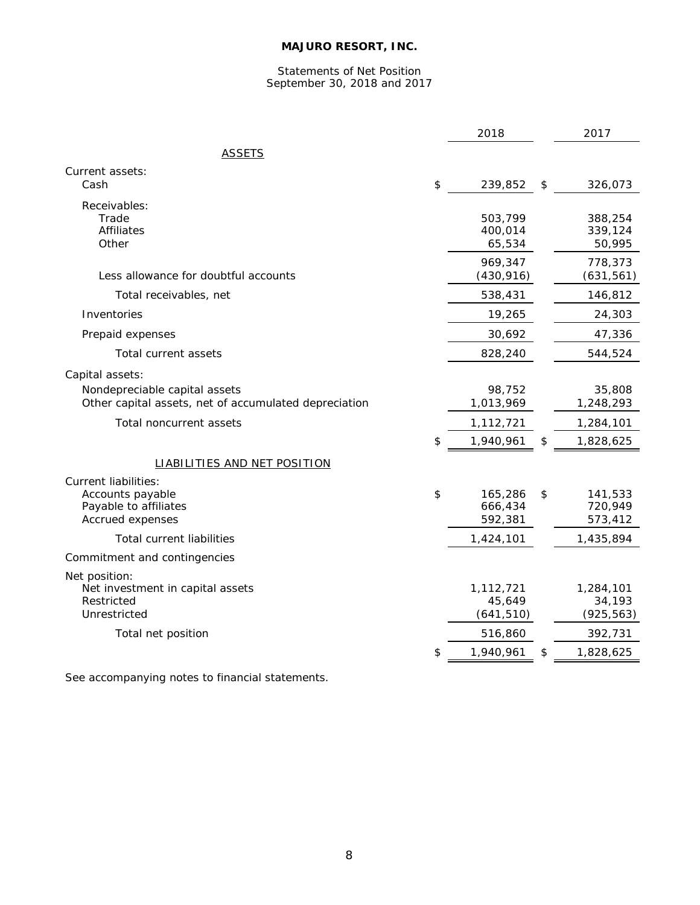# MAJURO RESORT, INC.

Statements of Net Position
September 30, 2018 and 2017

| | 2018 | 2017 |
|---|---|---|
| **ASSETS** | | |
| Current assets: | | |
| Cash | $ 239,852 | $ 326,073 |
| Receivables: | | |
| Trade | 503,799 | 388,254 |
| Affiliates | 400,014 | 339,124 |
| Other | 65,534 | 50,995 |
| | 969,347 | 778,373 |
| Less allowance for doubtful accounts | (430,916) | (631,561) |
| Total receivables, net | 538,431 | 146,812 |
| Inventories | 19,265 | 24,303 |
| Prepaid expenses | 30,692 | 47,336 |
| Total current assets | 828,240 | 544,524 |
| Capital assets: | | |
| Nondepreciable capital assets | 98,752 | 35,808 |
| Other capital assets, net of accumulated depreciation | 1,013,969 | 1,248,293 |
| Total noncurrent assets | 1,112,721 | 1,284,101 |
| | $ 1,940,961 | $ 1,828,625 |
| **LIABILITIES AND NET POSITION** | | |
| Current liabilities: | | |
| Accounts payable | $ 165,286 | $ 141,533 |
| Payable to affiliates | 666,434 | 720,949 |
| Accrued expenses | 592,381 | 573,412 |
| Total current liabilities | 1,424,101 | 1,435,894 |
| Commitment and contingencies | | |
| Net position: | | |
| Net investment in capital assets | 1,112,721 | 1,284,101 |
| Restricted | 45,649 | 34,193 |
| Unrestricted | (641,510) | (925,563) |
| Total net position | 516,860 | 392,731 |
| | $ 1,940,961 | $ 1,828,625 |

See accompanying notes to financial statements.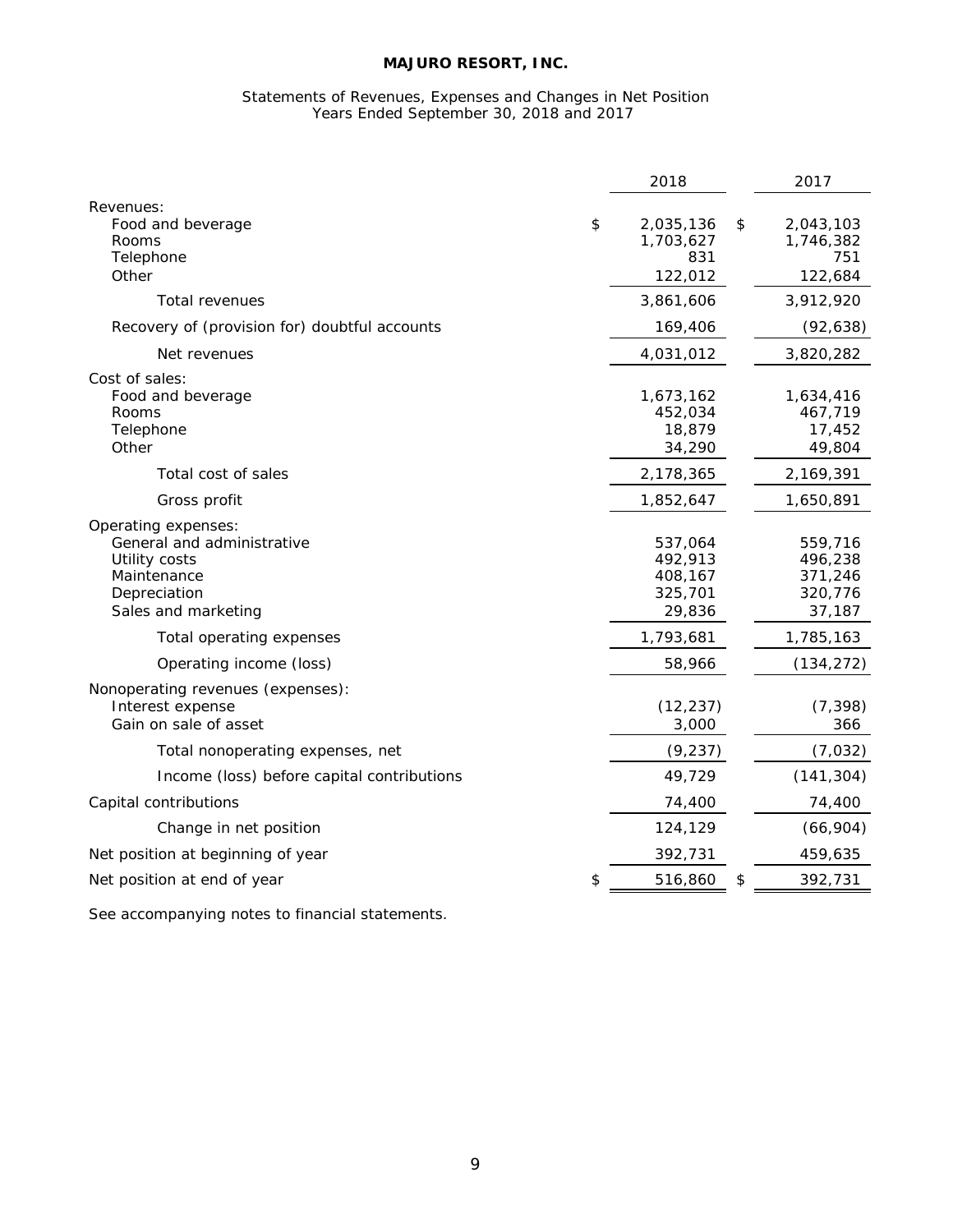# MAJURO RESORT, INC.

Statements of Revenues, Expenses and Changes in Net Position
Years Ended September 30, 2018 and 2017

| | 2018 | 2017 |
|---|---|---|
| Revenues: | | |
| Food and beverage | $ 2,035,136 | $ 2,043,103 |
| Rooms | 1,703,627 | 1,746,382 |
| Telephone | 831 | 751 |
| Other | 122,012 | 122,684 |
| Total revenues | 3,861,606 | 3,912,920 |
| Recovery of (provision for) doubtful accounts | 169,406 | (92,638) |
| Net revenues | 4,031,012 | 3,820,282 |
| Cost of sales: | | |
| Food and beverage | 1,673,162 | 1,634,416 |
| Rooms | 452,034 | 467,719 |
| Telephone | 18,879 | 17,452 |
| Other | 34,290 | 49,804 |
| Total cost of sales | 2,178,365 | 2,169,391 |
| Gross profit | 1,852,647 | 1,650,891 |
| Operating expenses: | | |
| General and administrative | 537,064 | 559,716 |
| Utility costs | 492,913 | 496,238 |
| Maintenance | 408,167 | 371,246 |
| Depreciation | 325,701 | 320,776 |
| Sales and marketing | 29,836 | 37,187 |
| Total operating expenses | 1,793,681 | 1,785,163 |
| Operating income (loss) | 58,966 | (134,272) |
| Nonoperating revenues (expenses): | | |
| Interest expense | (12,237) | (7,398) |
| Gain on sale of asset | 3,000 | 366 |
| Total nonoperating expenses, net | (9,237) | (7,032) |
| Income (loss) before capital contributions | 49,729 | (141,304) |
| Capital contributions | 74,400 | 74,400 |
| Change in net position | 124,129 | (66,904) |
| Net position at beginning of year | 392,731 | 459,635 |
| Net position at end of year | $ 516,860 | $ 392,731 |

See accompanying notes to financial statements.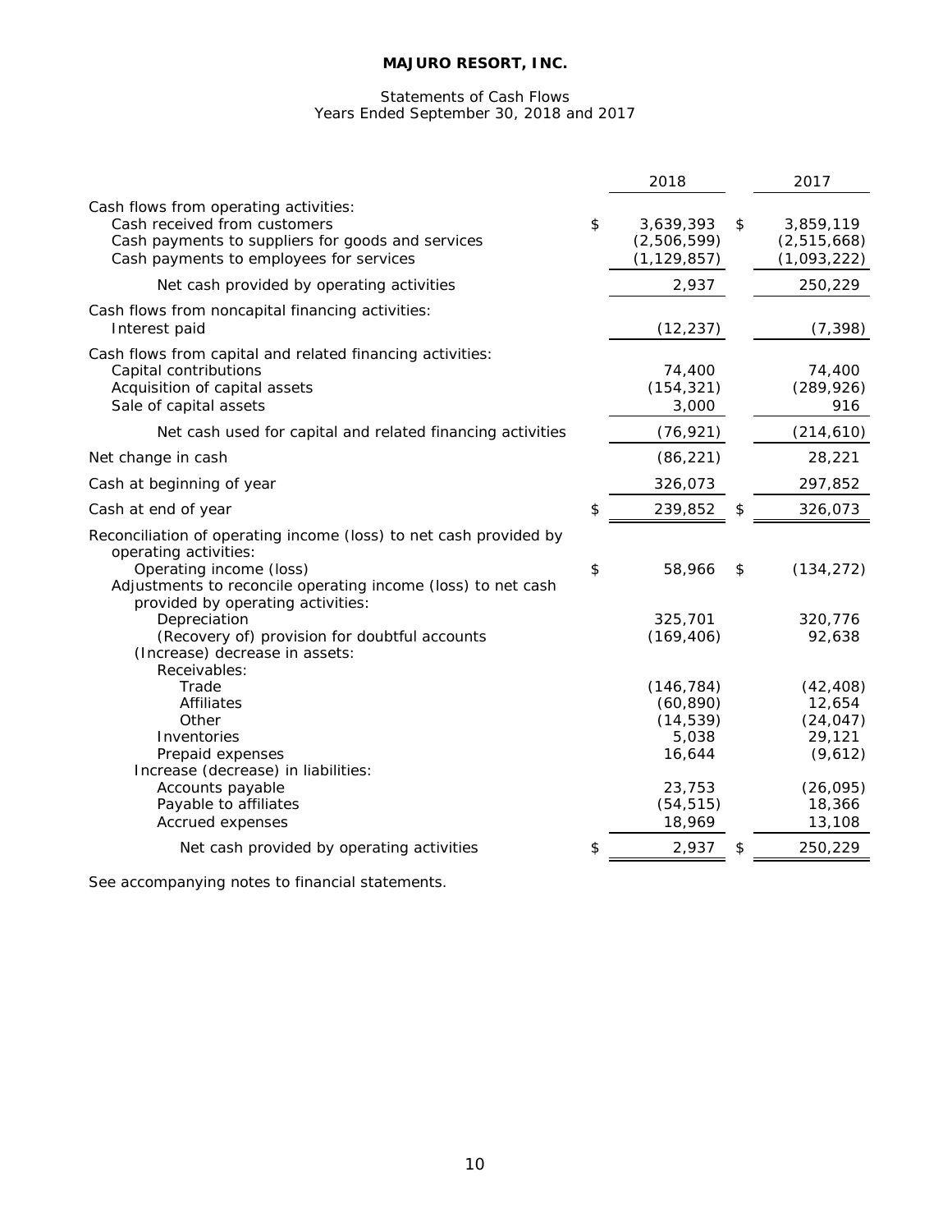# MAJURO RESORT, INC.

Statements of Cash Flows
Years Ended September 30, 2018 and 2017

| | 2018 | 2017 |
|---|---|---|
| Cash flows from operating activities: | | |
| Cash received from customers | $ 3,639,393 | $ 3,859,119 |
| Cash payments to suppliers for goods and services | (2,506,599) | (2,515,668) |
| Cash payments to employees for services | (1,129,857) | (1,093,222) |
| Net cash provided by operating activities | 2,937 | 250,229 |
| Cash flows from noncapital financing activities: | | |
| Interest paid | (12,237) | (7,398) |
| Cash flows from capital and related financing activities: | | |
| Capital contributions | 74,400 | 74,400 |
| Acquisition of capital assets | (154,321) | (289,926) |
| Sale of capital assets | 3,000 | 916 |
| Net cash used for capital and related financing activities | (76,921) | (214,610) |
| Net change in cash | (86,221) | 28,221 |
| Cash at beginning of year | 326,073 | 297,852 |
| Cash at end of year | $ 239,852 | $ 326,073 |
| Reconciliation of operating income (loss) to net cash provided by operating activities: | | |
| Operating income (loss) | $ 58,966 | $ (134,272) |
| Adjustments to reconcile operating income (loss) to net cash provided by operating activities: | | |
| Depreciation | 325,701 | 320,776 |
| (Recovery of) provision for doubtful accounts | (169,406) | 92,638 |
| (Increase) decrease in assets: | | |
| Receivables: | | |
| Trade | (146,784) | (42,408) |
| Affiliates | (60,890) | 12,654 |
| Other | (14,539) | (24,047) |
| Inventories | 5,038 | 29,121 |
| Prepaid expenses | 16,644 | (9,612) |
| Increase (decrease) in liabilities: | | |
| Accounts payable | 23,753 | (26,095) |
| Payable to affiliates | (54,515) | 18,366 |
| Accrued expenses | 18,969 | 13,108 |
| Net cash provided by operating activities | $ 2,937 | $ 250,229 |

See accompanying notes to financial statements.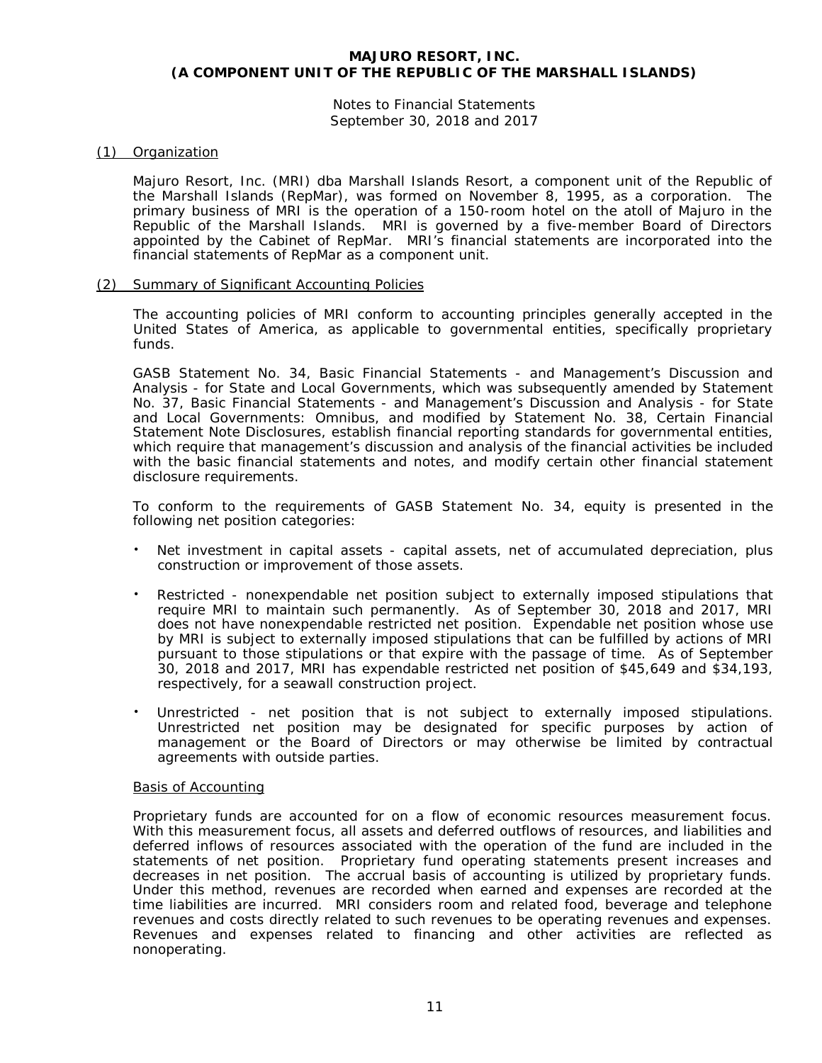**MAJURO RESORT, INC.**
**(A COMPONENT UNIT OF THE REPUBLIC OF THE MARSHALL ISLANDS)**

Notes to Financial Statements
September 30, 2018 and 2017

## (1) Organization

Majuro Resort, Inc. (MRI) dba Marshall Islands Resort, a component unit of the Republic of the Marshall Islands (RepMar), was formed on November 8, 1995, as a corporation. The primary business of MRI is the operation of a 150-room hotel on the atoll of Majuro in the Republic of the Marshall Islands. MRI is governed by a five-member Board of Directors appointed by the Cabinet of RepMar. MRI's financial statements are incorporated into the financial statements of RepMar as a component unit.

## (2) Summary of Significant Accounting Policies

The accounting policies of MRI conform to accounting principles generally accepted in the United States of America, as applicable to governmental entities, specifically proprietary funds.

GASB Statement No. 34, Basic Financial Statements - and Management's Discussion and Analysis - for State and Local Governments, which was subsequently amended by Statement No. 37, Basic Financial Statements - and Management's Discussion and Analysis - for State and Local Governments: Omnibus, and modified by Statement No. 38, Certain Financial Statement Note Disclosures, establish financial reporting standards for governmental entities, which require that management's discussion and analysis of the financial activities be included with the basic financial statements and notes, and modify certain other financial statement disclosure requirements.

To conform to the requirements of GASB Statement No. 34, equity is presented in the following net position categories:

- Net investment in capital assets - capital assets, net of accumulated depreciation, plus construction or improvement of those assets.
- Restricted - nonexpendable net position subject to externally imposed stipulations that require MRI to maintain such permanently. As of September 30, 2018 and 2017, MRI does not have nonexpendable restricted net position. Expendable net position whose use by MRI is subject to externally imposed stipulations that can be fulfilled by actions of MRI pursuant to those stipulations or that expire with the passage of time. As of September 30, 2018 and 2017, MRI has expendable restricted net position of $45,649 and $34,193, respectively, for a seawall construction project.
- Unrestricted - net position that is not subject to externally imposed stipulations. Unrestricted net position may be designated for specific purposes by action of management or the Board of Directors or may otherwise be limited by contractual agreements with outside parties.

### Basis of Accounting

Proprietary funds are accounted for on a flow of economic resources measurement focus. With this measurement focus, all assets and deferred outflows of resources, and liabilities and deferred inflows of resources associated with the operation of the fund are included in the statements of net position. Proprietary fund operating statements present increases and decreases in net position. The accrual basis of accounting is utilized by proprietary funds. Under this method, revenues are recorded when earned and expenses are recorded at the time liabilities are incurred. MRI considers room and related food, beverage and telephone revenues and costs directly related to such revenues to be operating revenues and expenses. Revenues and expenses related to financing and other activities are reflected as nonoperating.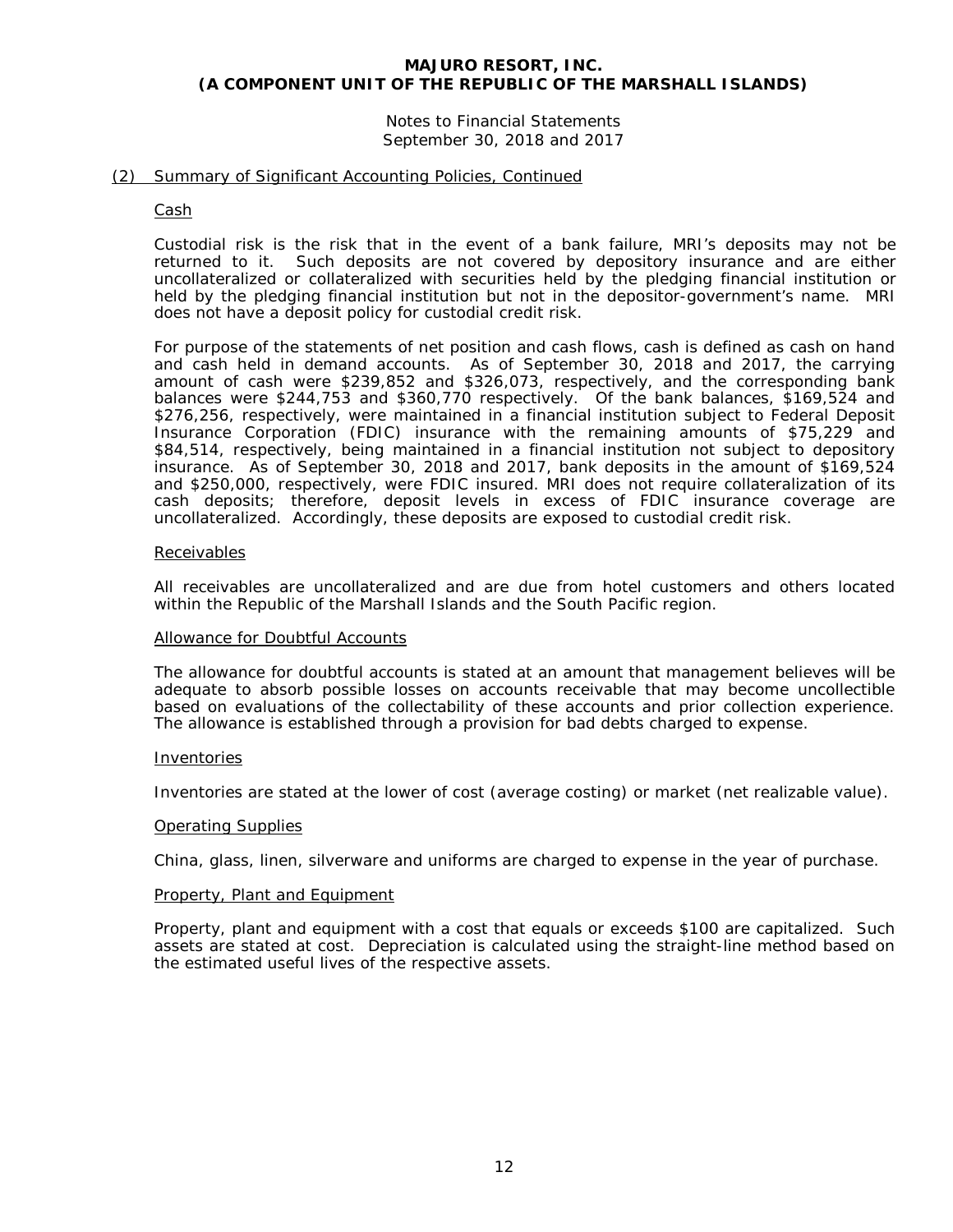## (2) Summary of Significant Accounting Policies, Continued

### Cash

Custodial risk is the risk that in the event of a bank failure, MRI's deposits may not be returned to it. Such deposits are not covered by depository insurance and are either uncollateralized or collateralized with securities held by the pledging financial institution or held by the pledging financial institution but not in the depositor-government's name. MRI does not have a deposit policy for custodial credit risk.

For purpose of the statements of net position and cash flows, cash is defined as cash on hand and cash held in demand accounts. As of September 30, 2018 and 2017, the carrying amount of cash were $239,852 and $326,073, respectively, and the corresponding bank balances were $244,753 and $360,770 respectively. Of the bank balances, $169,524 and $276,256, respectively, were maintained in a financial institution subject to Federal Deposit Insurance Corporation (FDIC) insurance with the remaining amounts of $75,229 and $84,514, respectively, being maintained in a financial institution not subject to depository insurance. As of September 30, 2018 and 2017, bank deposits in the amount of $169,524 and $250,000, respectively, were FDIC insured. MRI does not require collateralization of its cash deposits; therefore, deposit levels in excess of FDIC insurance coverage are uncollateralized. Accordingly, these deposits are exposed to custodial credit risk.

### Receivables

All receivables are uncollateralized and are due from hotel customers and others located within the Republic of the Marshall Islands and the South Pacific region.

### Allowance for Doubtful Accounts

The allowance for doubtful accounts is stated at an amount that management believes will be adequate to absorb possible losses on accounts receivable that may become uncollectible based on evaluations of the collectability of these accounts and prior collection experience. The allowance is established through a provision for bad debts charged to expense.

### Inventories

Inventories are stated at the lower of cost (average costing) or market (net realizable value).

### Operating Supplies

China, glass, linen, silverware and uniforms are charged to expense in the year of purchase.

### Property, Plant and Equipment

Property, plant and equipment with a cost that equals or exceeds $100 are capitalized. Such assets are stated at cost. Depreciation is calculated using the straight-line method based on the estimated useful lives of the respective assets.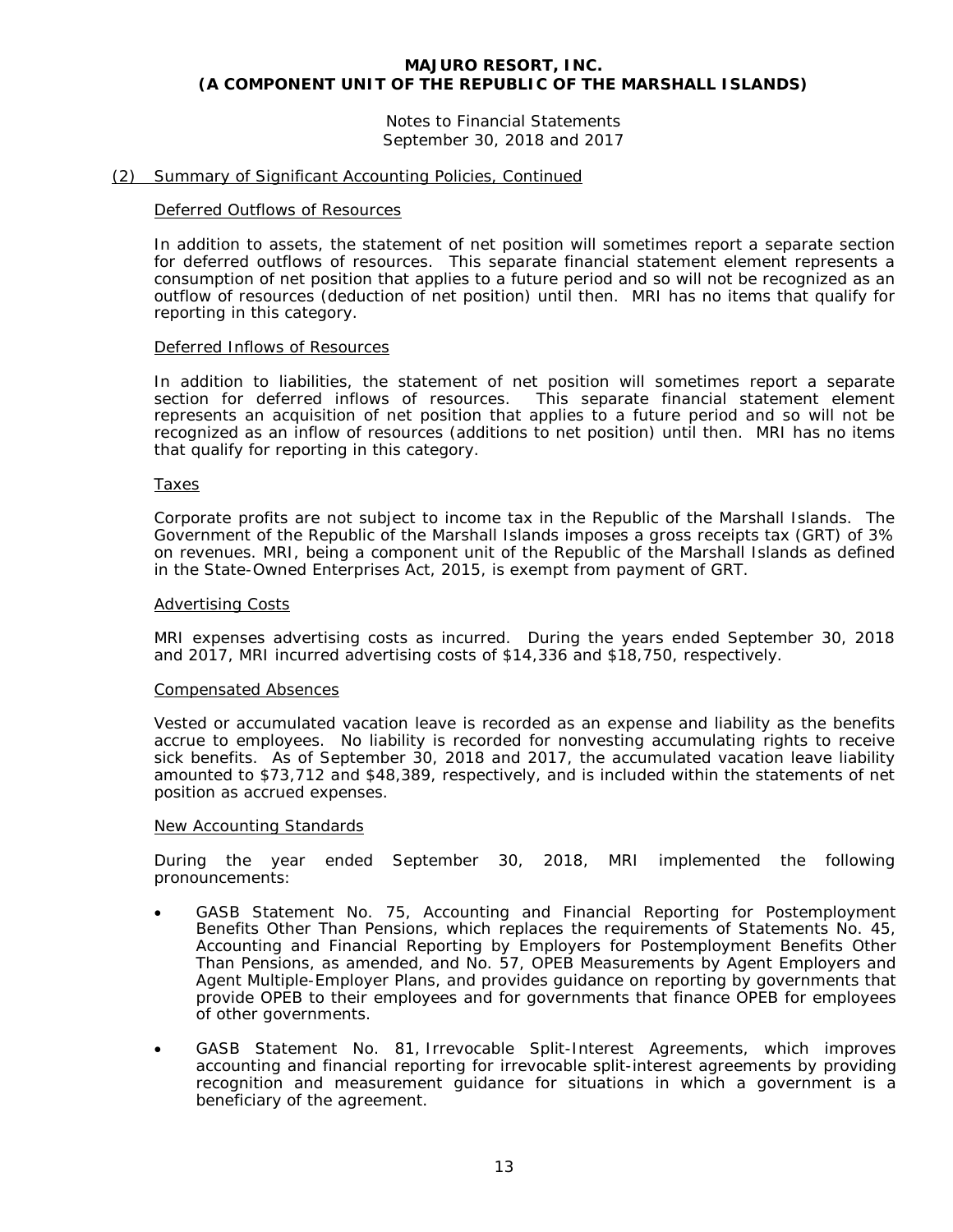# MAJURO RESORT, INC.
# (A COMPONENT UNIT OF THE REPUBLIC OF THE MARSHALL ISLANDS)

Notes to Financial Statements
September 30, 2018 and 2017

## (2) Summary of Significant Accounting Policies, Continued

### Deferred Outflows of Resources

In addition to assets, the statement of net position will sometimes report a separate section for deferred outflows of resources. This separate financial statement element represents a consumption of net position that applies to a future period and so will not be recognized as an outflow of resources (deduction of net position) until then. MRI has no items that qualify for reporting in this category.

### Deferred Inflows of Resources

In addition to liabilities, the statement of net position will sometimes report a separate section for deferred inflows of resources. This separate financial statement element represents an acquisition of net position that applies to a future period and so will not be recognized as an inflow of resources (additions to net position) until then. MRI has no items that qualify for reporting in this category.

### Taxes

Corporate profits are not subject to income tax in the Republic of the Marshall Islands. The Government of the Republic of the Marshall Islands imposes a gross receipts tax (GRT) of 3% on revenues. MRI, being a component unit of the Republic of the Marshall Islands as defined in the State-Owned Enterprises Act, 2015, is exempt from payment of GRT.

### Advertising Costs

MRI expenses advertising costs as incurred. During the years ended September 30, 2018 and 2017, MRI incurred advertising costs of $14,336 and $18,750, respectively.

### Compensated Absences

Vested or accumulated vacation leave is recorded as an expense and liability as the benefits accrue to employees. No liability is recorded for nonvesting accumulating rights to receive sick benefits. As of September 30, 2018 and 2017, the accumulated vacation leave liability amounted to $73,712 and $48,389, respectively, and is included within the statements of net position as accrued expenses.

### New Accounting Standards

During the year ended September 30, 2018, MRI implemented the following pronouncements:

- GASB Statement No. 75, Accounting and Financial Reporting for Postemployment Benefits Other Than Pensions, which replaces the requirements of Statements No. 45, Accounting and Financial Reporting by Employers for Postemployment Benefits Other Than Pensions, as amended, and No. 57, OPEB Measurements by Agent Employers and Agent Multiple-Employer Plans, and provides guidance on reporting by governments that provide OPEB to their employees and for governments that finance OPEB for employees of other governments.

- GASB Statement No. 81, Irrevocable Split-Interest Agreements, which improves accounting and financial reporting for irrevocable split-interest agreements by providing recognition and measurement guidance for situations in which a government is a beneficiary of the agreement.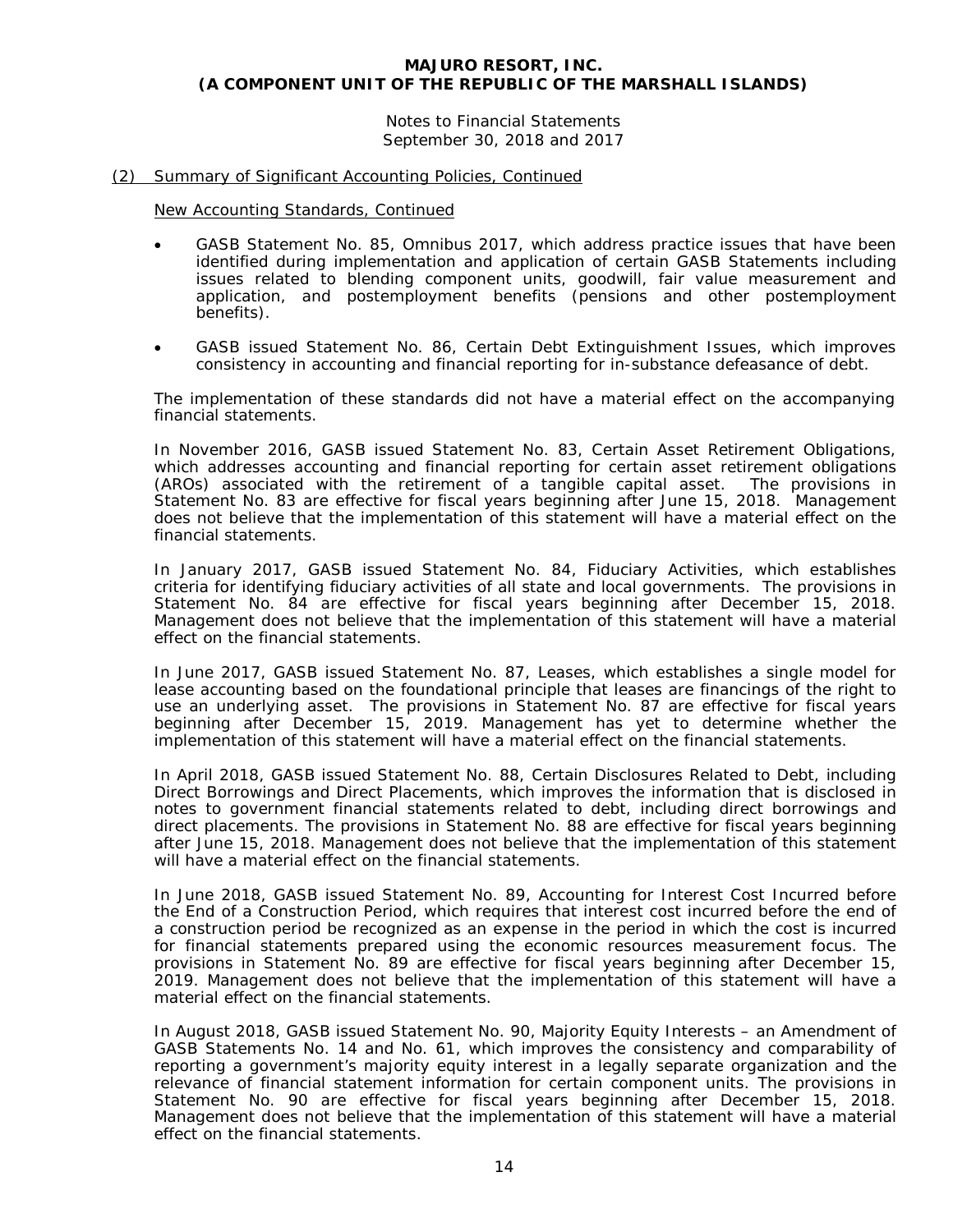## (2) Summary of Significant Accounting Policies, Continued

New Accounting Standards, Continued

- GASB Statement No. 85, Omnibus 2017, which address practice issues that have been identified during implementation and application of certain GASB Statements including issues related to blending component units, goodwill, fair value measurement and application, and postemployment benefits (pensions and other postemployment benefits).
- GASB issued Statement No. 86, Certain Debt Extinguishment Issues, which improves consistency in accounting and financial reporting for in-substance defeasance of debt.

The implementation of these standards did not have a material effect on the accompanying financial statements.

In November 2016, GASB issued Statement No. 83, Certain Asset Retirement Obligations, which addresses accounting and financial reporting for certain asset retirement obligations (AROs) associated with the retirement of a tangible capital asset. The provisions in Statement No. 83 are effective for fiscal years beginning after June 15, 2018. Management does not believe that the implementation of this statement will have a material effect on the financial statements.

In January 2017, GASB issued Statement No. 84, Fiduciary Activities, which establishes criteria for identifying fiduciary activities of all state and local governments. The provisions in Statement No. 84 are effective for fiscal years beginning after December 15, 2018. Management does not believe that the implementation of this statement will have a material effect on the financial statements.

In June 2017, GASB issued Statement No. 87, Leases, which establishes a single model for lease accounting based on the foundational principle that leases are financings of the right to use an underlying asset. The provisions in Statement No. 87 are effective for fiscal years beginning after December 15, 2019. Management has yet to determine whether the implementation of this statement will have a material effect on the financial statements.

In April 2018, GASB issued Statement No. 88, Certain Disclosures Related to Debt, including Direct Borrowings and Direct Placements, which improves the information that is disclosed in notes to government financial statements related to debt, including direct borrowings and direct placements. The provisions in Statement No. 88 are effective for fiscal years beginning after June 15, 2018. Management does not believe that the implementation of this statement will have a material effect on the financial statements.

In June 2018, GASB issued Statement No. 89, Accounting for Interest Cost Incurred before the End of a Construction Period, which requires that interest cost incurred before the end of a construction period be recognized as an expense in the period in which the cost is incurred for financial statements prepared using the economic resources measurement focus. The provisions in Statement No. 89 are effective for fiscal years beginning after December 15, 2019. Management does not believe that the implementation of this statement will have a material effect on the financial statements.

In August 2018, GASB issued Statement No. 90, Majority Equity Interests – an Amendment of GASB Statements No. 14 and No. 61, which improves the consistency and comparability of reporting a government's majority equity interest in a legally separate organization and the relevance of financial statement information for certain component units. The provisions in Statement No. 90 are effective for fiscal years beginning after December 15, 2018. Management does not believe that the implementation of this statement will have a material effect on the financial statements.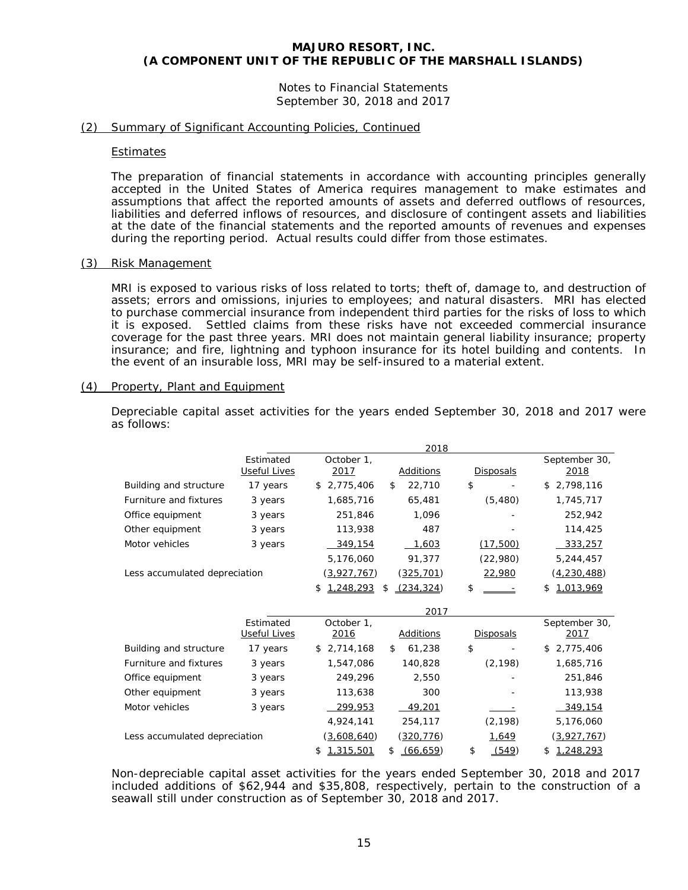# MAJURO RESORT, INC.
# (A COMPONENT UNIT OF THE REPUBLIC OF THE MARSHALL ISLANDS)

Notes to Financial Statements
September 30, 2018 and 2017

## (2) Summary of Significant Accounting Policies, Continued

### Estimates

The preparation of financial statements in accordance with accounting principles generally accepted in the United States of America requires management to make estimates and assumptions that affect the reported amounts of assets and deferred outflows of resources, liabilities and deferred inflows of resources, and disclosure of contingent assets and liabilities at the date of the financial statements and the reported amounts of revenues and expenses during the reporting period. Actual results could differ from those estimates.

## (3) Risk Management

MRI is exposed to various risks of loss related to torts; theft of, damage to, and destruction of assets; errors and omissions, injuries to employees; and natural disasters. MRI has elected to purchase commercial insurance from independent third parties for the risks of loss to which it is exposed. Settled claims from these risks have not exceeded commercial insurance coverage for the past three years. MRI does not maintain general liability insurance; property insurance; and fire, lightning and typhoon insurance for its hotel building and contents. In the event of an insurable loss, MRI may be self-insured to a material extent.

## (4) Property, Plant and Equipment

Depreciable capital asset activities for the years ended September 30, 2018 and 2017 were as follows:

| | 2018 | | | | |
|---|---|---|---|---|---|
| | Estimated Useful Lives | October 1, 2017 | Additions | Disposals | September 30, 2018 |
| Building and structure | 17 years | $ 2,775,406 | $ 22,710 | $ - | $ 2,798,116 |
| Furniture and fixtures | 3 years | 1,685,716 | 65,481 | (5,480) | 1,745,717 |
| Office equipment | 3 years | 251,846 | 1,096 | - | 252,942 |
| Other equipment | 3 years | 113,938 | 487 | - | 114,425 |
| Motor vehicles | 3 years | 349,154 | 1,603 | (17,500) | 333,257 |
| | | 5,176,060 | 91,377 | (22,980) | 5,244,457 |
| Less accumulated depreciation | | (3,927,767) | (325,701) | 22,980 | (4,230,488) |
| | | $ 1,248,293 | $ (234,324) | $ - | $ 1,013,969 |

| | 2017 | | | | |
|---|---|---|---|---|---|
| | Estimated Useful Lives | October 1, 2016 | Additions | Disposals | September 30, 2017 |
| Building and structure | 17 years | $ 2,714,168 | $ 61,238 | $ - | $ 2,775,406 |
| Furniture and fixtures | 3 years | 1,547,086 | 140,828 | (2,198) | 1,685,716 |
| Office equipment | 3 years | 249,296 | 2,550 | - | 251,846 |
| Other equipment | 3 years | 113,638 | 300 | - | 113,938 |
| Motor vehicles | 3 years | 299,953 | 49,201 | - | 349,154 |
| | | 4,924,141 | 254,117 | (2,198) | 5,176,060 |
| Less accumulated depreciation | | (3,608,640) | (320,776) | 1,649 | (3,927,767) |
| | | $ 1,315,501 | $ (66,659) | $ (549) | $ 1,248,293 |

Non-depreciable capital asset activities for the years ended September 30, 2018 and 2017 included additions of $62,944 and $35,808, respectively, pertain to the construction of a seawall still under construction as of September 30, 2018 and 2017.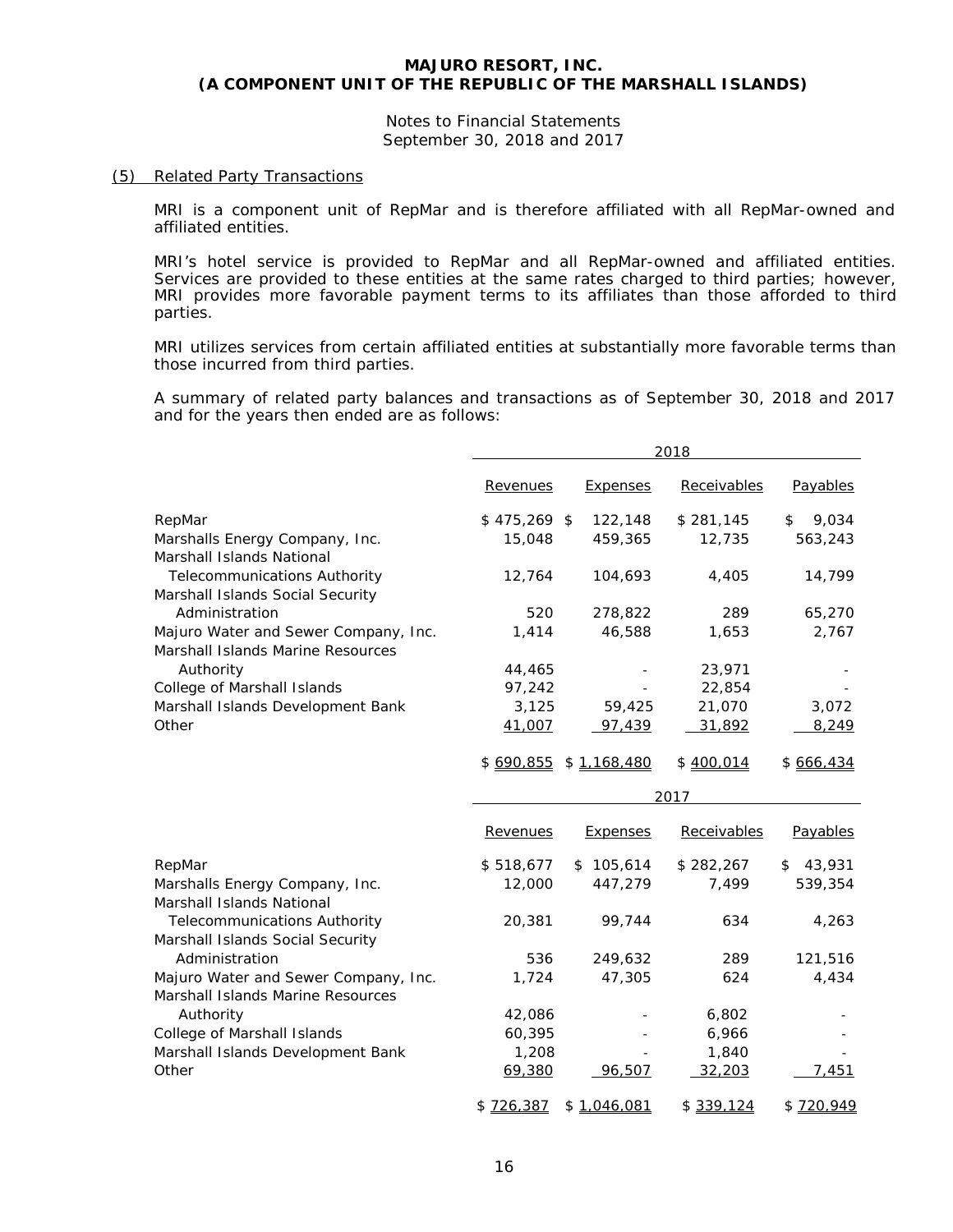**MAJURO RESORT, INC.**
**(A COMPONENT UNIT OF THE REPUBLIC OF THE MARSHALL ISLANDS)**

Notes to Financial Statements
September 30, 2018 and 2017

## (5) Related Party Transactions

MRI is a component unit of RepMar and is therefore affiliated with all RepMar-owned and affiliated entities.

MRI's hotel service is provided to RepMar and all RepMar-owned and affiliated entities. Services are provided to these entities at the same rates charged to third parties; however, MRI provides more favorable payment terms to its affiliates than those afforded to third parties.

MRI utilizes services from certain affiliated entities at substantially more favorable terms than those incurred from third parties.

A summary of related party balances and transactions as of September 30, 2018 and 2017 and for the years then ended are as follows:

| | 2018 | | | |
|---|---|---|---|---|
| | Revenues | Expenses | Receivables | Payables |
| RepMar | $ 475,269 | $ 122,148 | $ 281,145 | $ 9,034 |
| Marshalls Energy Company, Inc. | 15,048 | 459,365 | 12,735 | 563,243 |
| Marshall Islands National Telecommunications Authority | 12,764 | 104,693 | 4,405 | 14,799 |
| Marshall Islands Social Security Administration | 520 | 278,822 | 289 | 65,270 |
| Majuro Water and Sewer Company, Inc. | 1,414 | 46,588 | 1,653 | 2,767 |
| Marshall Islands Marine Resources Authority | 44,465 | - | 23,971 | - |
| College of Marshall Islands | 97,242 | - | 22,854 | - |
| Marshall Islands Development Bank | 3,125 | 59,425 | 21,070 | 3,072 |
| Other | 41,007 | 97,439 | 31,892 | 8,249 |
| | $ 690,855 | $ 1,168,480 | $ 400,014 | $ 666,434 |

| | 2017 | | | |
|---|---|---|---|---|
| | Revenues | Expenses | Receivables | Payables |
| RepMar | $ 518,677 | $ 105,614 | $ 282,267 | $ 43,931 |
| Marshalls Energy Company, Inc. | 12,000 | 447,279 | 7,499 | 539,354 |
| Marshall Islands National Telecommunications Authority | 20,381 | 99,744 | 634 | 4,263 |
| Marshall Islands Social Security Administration | 536 | 249,632 | 289 | 121,516 |
| Majuro Water and Sewer Company, Inc. | 1,724 | 47,305 | 624 | 4,434 |
| Marshall Islands Marine Resources Authority | 42,086 | - | 6,802 | - |
| College of Marshall Islands | 60,395 | - | 6,966 | - |
| Marshall Islands Development Bank | 1,208 | - | 1,840 | - |
| Other | 69,380 | 96,507 | 32,203 | 7,451 |
| | $ 726,387 | $ 1,046,081 | $ 339,124 | $ 720,949 |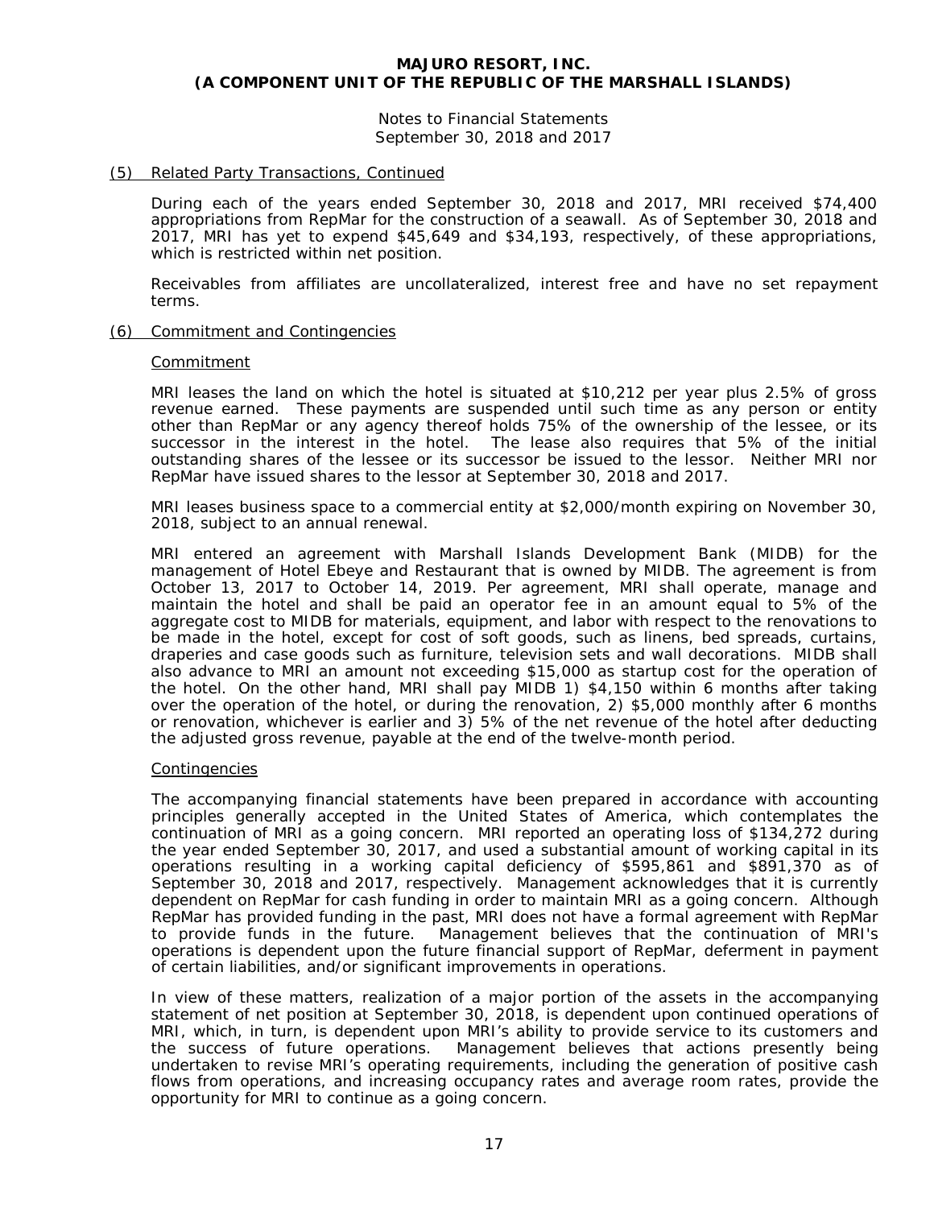### (5) Related Party Transactions, Continued

During each of the years ended September 30, 2018 and 2017, MRI received $74,400 appropriations from RepMar for the construction of a seawall. As of September 30, 2018 and 2017, MRI has yet to expend $45,649 and $34,193, respectively, of these appropriations, which is restricted within net position.

Receivables from affiliates are uncollateralized, interest free and have no set repayment terms.

### (6) Commitment and Contingencies

#### Commitment

MRI leases the land on which the hotel is situated at $10,212 per year plus 2.5% of gross revenue earned. These payments are suspended until such time as any person or entity other than RepMar or any agency thereof holds 75% of the ownership of the lessee, or its successor in the interest in the hotel. The lease also requires that 5% of the initial outstanding shares of the lessee or its successor be issued to the lessor. Neither MRI nor RepMar have issued shares to the lessor at September 30, 2018 and 2017.

MRI leases business space to a commercial entity at $2,000/month expiring on November 30, 2018, subject to an annual renewal.

MRI entered an agreement with Marshall Islands Development Bank (MIDB) for the management of Hotel Ebeye and Restaurant that is owned by MIDB. The agreement is from October 13, 2017 to October 14, 2019. Per agreement, MRI shall operate, manage and maintain the hotel and shall be paid an operator fee in an amount equal to 5% of the aggregate cost to MIDB for materials, equipment, and labor with respect to the renovations to be made in the hotel, except for cost of soft goods, such as linens, bed spreads, curtains, draperies and case goods such as furniture, television sets and wall decorations. MIDB shall also advance to MRI an amount not exceeding $15,000 as startup cost for the operation of the hotel. On the other hand, MRI shall pay MIDB 1) $4,150 within 6 months after taking over the operation of the hotel, or during the renovation, 2) $5,000 monthly after 6 months or renovation, whichever is earlier and 3) 5% of the net revenue of the hotel after deducting the adjusted gross revenue, payable at the end of the twelve-month period.

#### Contingencies

The accompanying financial statements have been prepared in accordance with accounting principles generally accepted in the United States of America, which contemplates the continuation of MRI as a going concern. MRI reported an operating loss of $134,272 during the year ended September 30, 2017, and used a substantial amount of working capital in its operations resulting in a working capital deficiency of $595,861 and $891,370 as of September 30, 2018 and 2017, respectively. Management acknowledges that it is currently dependent on RepMar for cash funding in order to maintain MRI as a going concern. Although RepMar has provided funding in the past, MRI does not have a formal agreement with RepMar to provide funds in the future. Management believes that the continuation of MRI's operations is dependent upon the future financial support of RepMar, deferment in payment of certain liabilities, and/or significant improvements in operations.

In view of these matters, realization of a major portion of the assets in the accompanying statement of net position at September 30, 2018, is dependent upon continued operations of MRI, which, in turn, is dependent upon MRI's ability to provide service to its customers and the success of future operations. Management believes that actions presently being undertaken to revise MRI's operating requirements, including the generation of positive cash flows from operations, and increasing occupancy rates and average room rates, provide the opportunity for MRI to continue as a going concern.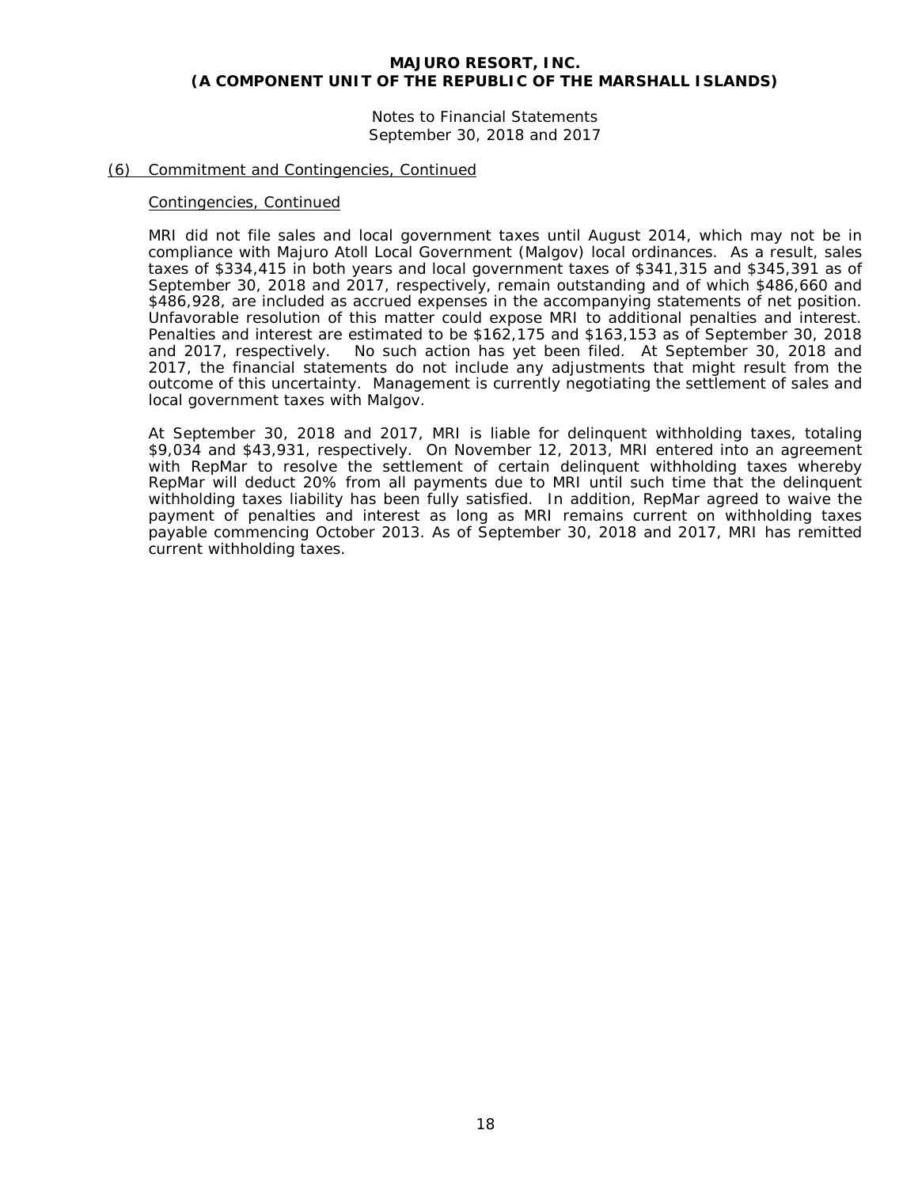## (6) Commitment and Contingencies, Continued

### Contingencies, Continued

MRI did not file sales and local government taxes until August 2014, which may not be in compliance with Majuro Atoll Local Government (Malgov) local ordinances. As a result, sales taxes of $334,415 in both years and local government taxes of $341,315 and $345,391 as of September 30, 2018 and 2017, respectively, remain outstanding and of which $486,660 and $486,928, are included as accrued expenses in the accompanying statements of net position. Unfavorable resolution of this matter could expose MRI to additional penalties and interest. Penalties and interest are estimated to be $162,175 and $163,153 as of September 30, 2018 and 2017, respectively. No such action has yet been filed. At September 30, 2018 and 2017, the financial statements do not include any adjustments that might result from the outcome of this uncertainty. Management is currently negotiating the settlement of sales and local government taxes with Malgov.

At September 30, 2018 and 2017, MRI is liable for delinquent withholding taxes, totaling $9,034 and $43,931, respectively. On November 12, 2013, MRI entered into an agreement with RepMar to resolve the settlement of certain delinquent withholding taxes whereby RepMar will deduct 20% from all payments due to MRI until such time that the delinquent withholding taxes liability has been fully satisfied. In addition, RepMar agreed to waive the payment of penalties and interest as long as MRI remains current on withholding taxes payable commencing October 2013. As of September 30, 2018 and 2017, MRI has remitted current withholding taxes.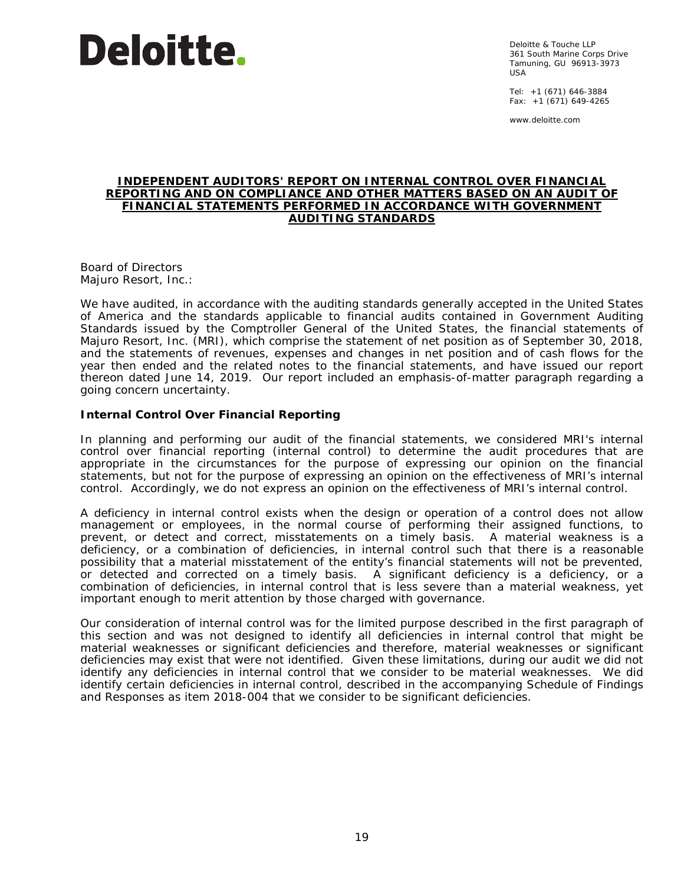**Deloitte.**

Deloitte & Touche LLP
361 South Marine Corps Drive
Tamuning, GU 96913-3973
USA

Tel: +1 (671) 646-3884
Fax: +1 (671) 649-4265

www.deloitte.com

# INDEPENDENT AUDITORS' REPORT ON INTERNAL CONTROL OVER FINANCIAL REPORTING AND ON COMPLIANCE AND OTHER MATTERS BASED ON AN AUDIT OF FINANCIAL STATEMENTS PERFORMED IN ACCORDANCE WITH GOVERNMENT AUDITING STANDARDS

Board of Directors
Majuro Resort, Inc.:

We have audited, in accordance with the auditing standards generally accepted in the United States of America and the standards applicable to financial audits contained in Government Auditing Standards issued by the Comptroller General of the United States, the financial statements of Majuro Resort, Inc. (MRI), which comprise the statement of net position as of September 30, 2018, and the statements of revenues, expenses and changes in net position and of cash flows for the year then ended and the related notes to the financial statements, and have issued our report thereon dated June 14, 2019. Our report included an emphasis-of-matter paragraph regarding a going concern uncertainty.

## Internal Control Over Financial Reporting

In planning and performing our audit of the financial statements, we considered MRI's internal control over financial reporting (internal control) to determine the audit procedures that are appropriate in the circumstances for the purpose of expressing our opinion on the financial statements, but not for the purpose of expressing an opinion on the effectiveness of MRI's internal control. Accordingly, we do not express an opinion on the effectiveness of MRI's internal control.

A deficiency in internal control exists when the design or operation of a control does not allow management or employees, in the normal course of performing their assigned functions, to prevent, or detect and correct, misstatements on a timely basis. A material weakness is a deficiency, or a combination of deficiencies, in internal control such that there is a reasonable possibility that a material misstatement of the entity's financial statements will not be prevented, or detected and corrected on a timely basis. A significant deficiency is a deficiency, or a combination of deficiencies, in internal control that is less severe than a material weakness, yet important enough to merit attention by those charged with governance.

Our consideration of internal control was for the limited purpose described in the first paragraph of this section and was not designed to identify all deficiencies in internal control that might be material weaknesses or significant deficiencies and therefore, material weaknesses or significant deficiencies may exist that were not identified. Given these limitations, during our audit we did not identify any deficiencies in internal control that we consider to be material weaknesses. We did identify certain deficiencies in internal control, described in the accompanying Schedule of Findings and Responses as item 2018-004 that we consider to be significant deficiencies.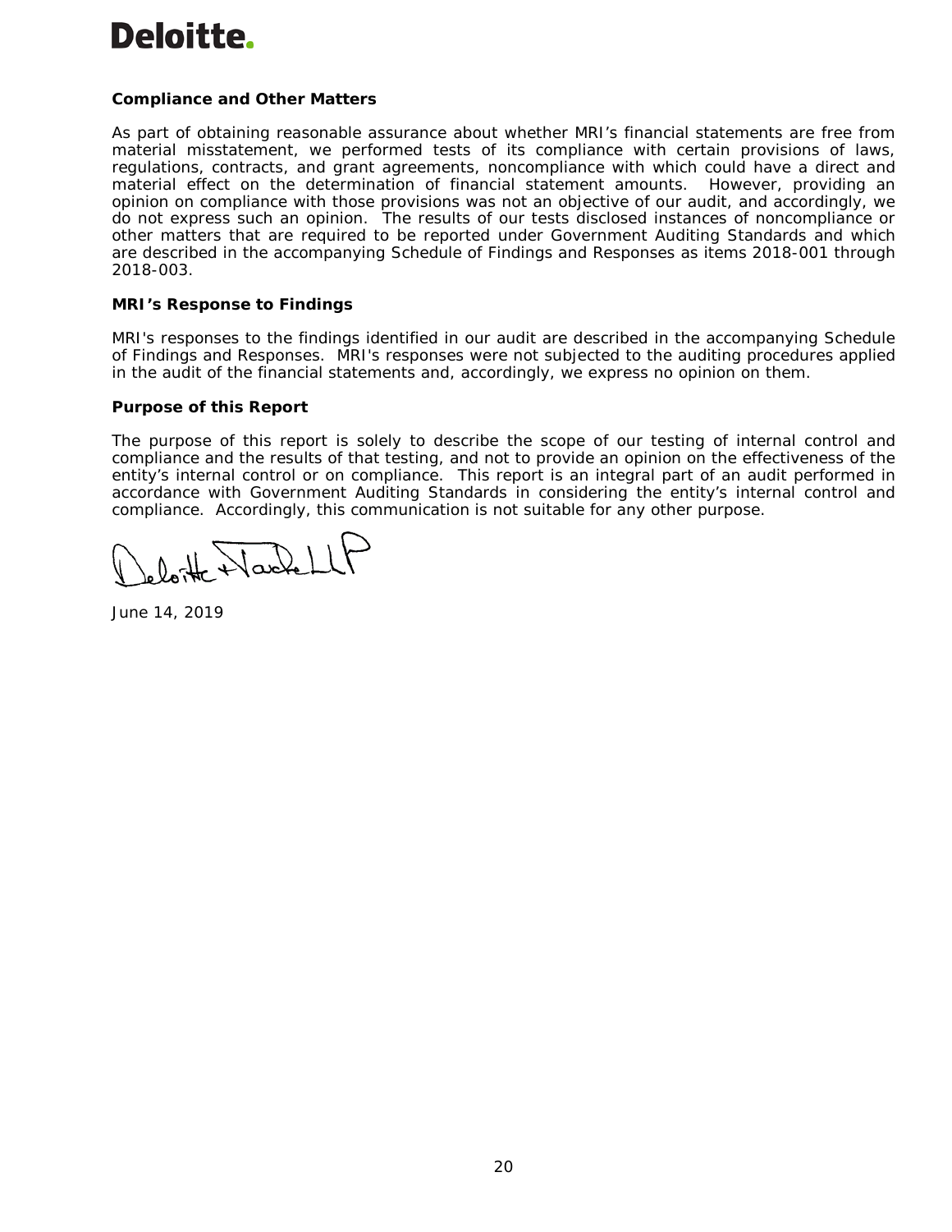**Compliance and Other Matters**

As part of obtaining reasonable assurance about whether MRI's financial statements are free from material misstatement, we performed tests of its compliance with certain provisions of laws, regulations, contracts, and grant agreements, noncompliance with which could have a direct and material effect on the determination of financial statement amounts. However, providing an opinion on compliance with those provisions was not an objective of our audit, and accordingly, we do not express such an opinion. The results of our tests disclosed instances of noncompliance or other matters that are required to be reported under Government Auditing Standards and which are described in the accompanying Schedule of Findings and Responses as items 2018-001 through 2018-003.

**MRI's Response to Findings**

MRI's responses to the findings identified in our audit are described in the accompanying Schedule of Findings and Responses. MRI's responses were not subjected to the auditing procedures applied in the audit of the financial statements and, accordingly, we express no opinion on them.

**Purpose of this Report**

The purpose of this report is solely to describe the scope of our testing of internal control and compliance and the results of that testing, and not to provide an opinion on the effectiveness of the entity's internal control or on compliance. This report is an integral part of an audit performed in accordance with Government Auditing Standards in considering the entity's internal control and compliance. Accordingly, this communication is not suitable for any other purpose.

Deloitte & Touche LLP

June 14, 2019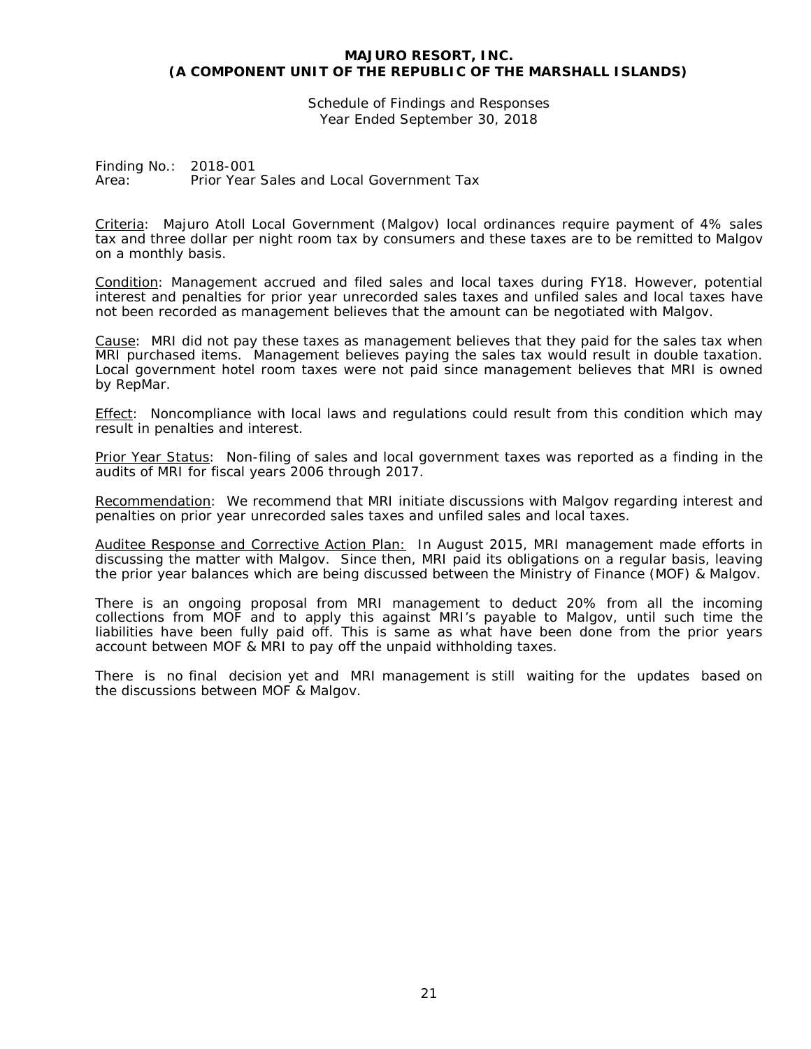**MAJURO RESORT, INC.**
**(A COMPONENT UNIT OF THE REPUBLIC OF THE MARSHALL ISLANDS)**

Schedule of Findings and Responses
Year Ended September 30, 2018

Finding No.: 2018-001
Area: Prior Year Sales and Local Government Tax

Criteria: Majuro Atoll Local Government (Malgov) local ordinances require payment of 4% sales tax and three dollar per night room tax by consumers and these taxes are to be remitted to Malgov on a monthly basis.

Condition: Management accrued and filed sales and local taxes during FY18. However, potential interest and penalties for prior year unrecorded sales taxes and unfiled sales and local taxes have not been recorded as management believes that the amount can be negotiated with Malgov.

Cause: MRI did not pay these taxes as management believes that they paid for the sales tax when MRI purchased items. Management believes paying the sales tax would result in double taxation. Local government hotel room taxes were not paid since management believes that MRI is owned by RepMar.

Effect: Noncompliance with local laws and regulations could result from this condition which may result in penalties and interest.

Prior Year Status: Non-filing of sales and local government taxes was reported as a finding in the audits of MRI for fiscal years 2006 through 2017.

Recommendation: We recommend that MRI initiate discussions with Malgov regarding interest and penalties on prior year unrecorded sales taxes and unfiled sales and local taxes.

Auditee Response and Corrective Action Plan: In August 2015, MRI management made efforts in discussing the matter with Malgov. Since then, MRI paid its obligations on a regular basis, leaving the prior year balances which are being discussed between the Ministry of Finance (MOF) & Malgov.

There is an ongoing proposal from MRI management to deduct 20% from all the incoming collections from MOF and to apply this against MRI's payable to Malgov, until such time the liabilities have been fully paid off. This is same as what have been done from the prior years account between MOF & MRI to pay off the unpaid withholding taxes.

There is no final decision yet and MRI management is still waiting for the updates based on the discussions between MOF & Malgov.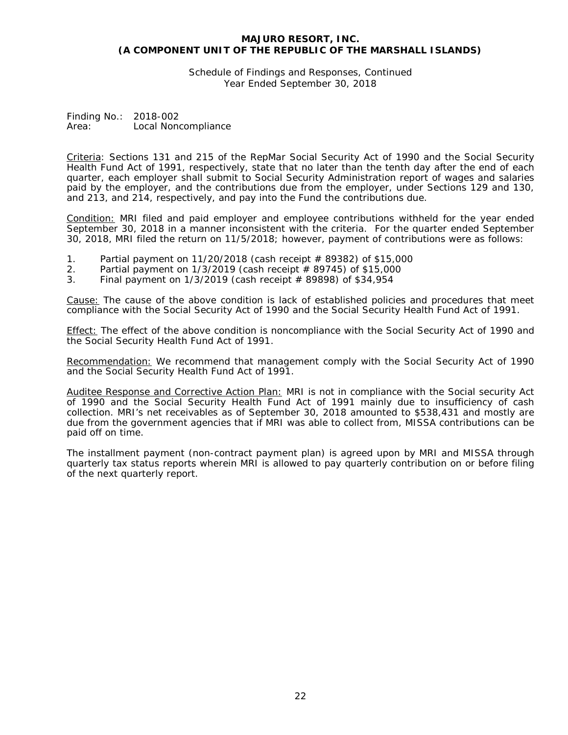**MAJURO RESORT, INC.**
**(A COMPONENT UNIT OF THE REPUBLIC OF THE MARSHALL ISLANDS)**

Schedule of Findings and Responses, Continued
Year Ended September 30, 2018

Finding No.: 2018-002
Area: Local Noncompliance

Criteria: Sections 131 and 215 of the RepMar Social Security Act of 1990 and the Social Security Health Fund Act of 1991, respectively, state that no later than the tenth day after the end of each quarter, each employer shall submit to Social Security Administration report of wages and salaries paid by the employer, and the contributions due from the employer, under Sections 129 and 130, and 213, and 214, respectively, and pay into the Fund the contributions due.

Condition: MRI filed and paid employer and employee contributions withheld for the year ended September 30, 2018 in a manner inconsistent with the criteria. For the quarter ended September 30, 2018, MRI filed the return on 11/5/2018; however, payment of contributions were as follows:

1. Partial payment on 11/20/2018 (cash receipt # 89382) of $15,000
2. Partial payment on 1/3/2019 (cash receipt # 89745) of $15,000
3. Final payment on 1/3/2019 (cash receipt # 89898) of $34,954

Cause: The cause of the above condition is lack of established policies and procedures that meet compliance with the Social Security Act of 1990 and the Social Security Health Fund Act of 1991.

Effect: The effect of the above condition is noncompliance with the Social Security Act of 1990 and the Social Security Health Fund Act of 1991.

Recommendation: We recommend that management comply with the Social Security Act of 1990 and the Social Security Health Fund Act of 1991.

Auditee Response and Corrective Action Plan: MRI is not in compliance with the Social security Act of 1990 and the Social Security Health Fund Act of 1991 mainly due to insufficiency of cash collection. MRI's net receivables as of September 30, 2018 amounted to $538,431 and mostly are due from the government agencies that if MRI was able to collect from, MISSA contributions can be paid off on time.

The installment payment (non-contract payment plan) is agreed upon by MRI and MISSA through quarterly tax status reports wherein MRI is allowed to pay quarterly contribution on or before filing of the next quarterly report.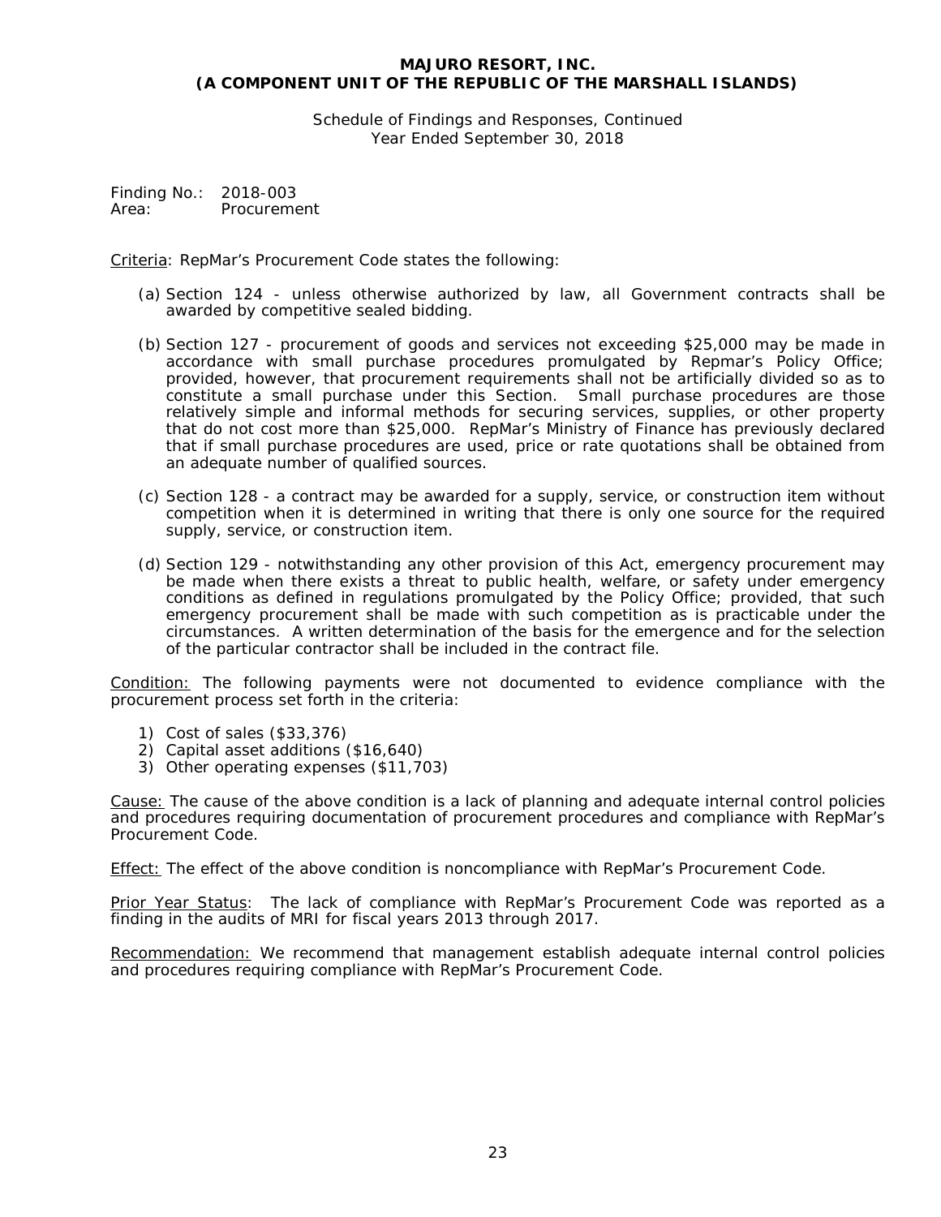**MAJURO RESORT, INC.**
**(A COMPONENT UNIT OF THE REPUBLIC OF THE MARSHALL ISLANDS)**

Schedule of Findings and Responses, Continued
Year Ended September 30, 2018

Finding No.: 2018-003
Area: Procurement

Criteria: RepMar's Procurement Code states the following:

(a) Section 124 - unless otherwise authorized by law, all Government contracts shall be awarded by competitive sealed bidding.

(b) Section 127 - procurement of goods and services not exceeding $25,000 may be made in accordance with small purchase procedures promulgated by Repmar's Policy Office; provided, however, that procurement requirements shall not be artificially divided so as to constitute a small purchase under this Section. Small purchase procedures are those relatively simple and informal methods for securing services, supplies, or other property that do not cost more than $25,000. RepMar's Ministry of Finance has previously declared that if small purchase procedures are used, price or rate quotations shall be obtained from an adequate number of qualified sources.

(c) Section 128 - a contract may be awarded for a supply, service, or construction item without competition when it is determined in writing that there is only one source for the required supply, service, or construction item.

(d) Section 129 - notwithstanding any other provision of this Act, emergency procurement may be made when there exists a threat to public health, welfare, or safety under emergency conditions as defined in regulations promulgated by the Policy Office; provided, that such emergency procurement shall be made with such competition as is practicable under the circumstances. A written determination of the basis for the emergence and for the selection of the particular contractor shall be included in the contract file.

Condition: The following payments were not documented to evidence compliance with the procurement process set forth in the criteria:

1) Cost of sales ($33,376)
2) Capital asset additions ($16,640)
3) Other operating expenses ($11,703)

Cause: The cause of the above condition is a lack of planning and adequate internal control policies and procedures requiring documentation of procurement procedures and compliance with RepMar's Procurement Code.

Effect: The effect of the above condition is noncompliance with RepMar's Procurement Code.

Prior Year Status: The lack of compliance with RepMar's Procurement Code was reported as a finding in the audits of MRI for fiscal years 2013 through 2017.

Recommendation: We recommend that management establish adequate internal control policies and procedures requiring compliance with RepMar's Procurement Code.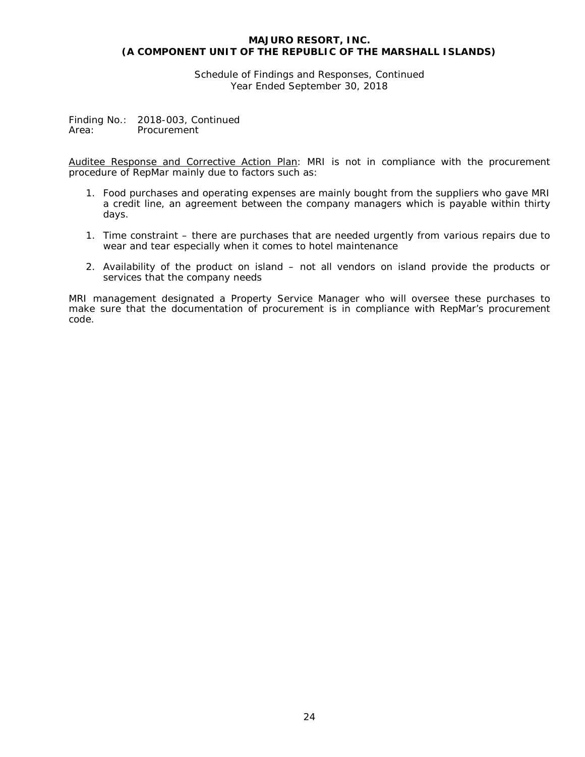Finding No.: 2018-003, Continued
Area: Procurement

Auditee Response and Corrective Action Plan: MRI is not in compliance with the procurement procedure of RepMar mainly due to factors such as:

1. Food purchases and operating expenses are mainly bought from the suppliers who gave MRI a credit line, an agreement between the company managers which is payable within thirty days.

1. Time constraint – there are purchases that are needed urgently from various repairs due to wear and tear especially when it comes to hotel maintenance

2. Availability of the product on island – not all vendors on island provide the products or services that the company needs

MRI management designated a Property Service Manager who will oversee these purchases to make sure that the documentation of procurement is in compliance with RepMar's procurement code.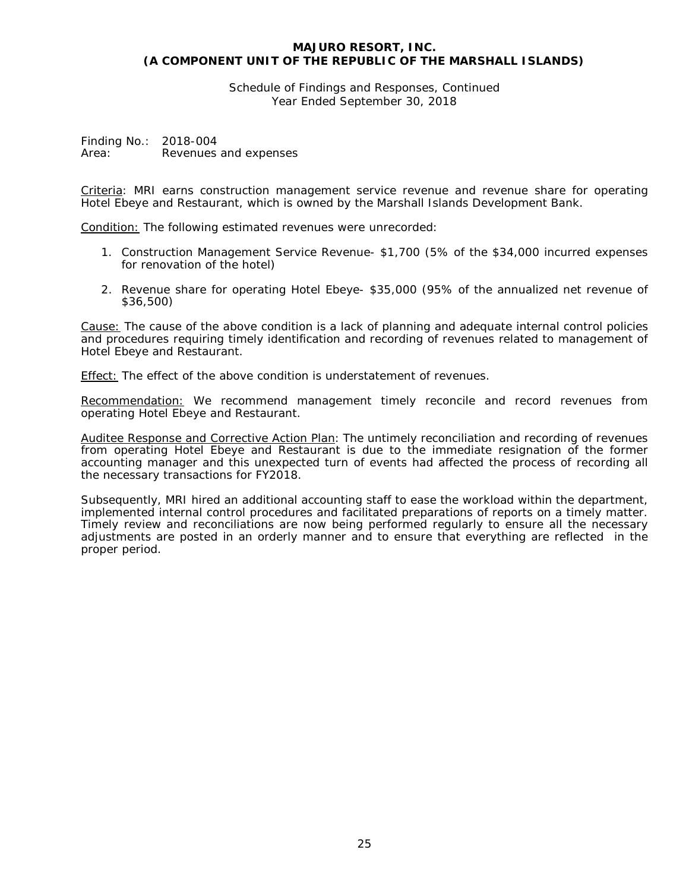**MAJURO RESORT, INC.**
**(A COMPONENT UNIT OF THE REPUBLIC OF THE MARSHALL ISLANDS)**

Schedule of Findings and Responses, Continued
Year Ended September 30, 2018

Finding No.: 2018-004
Area: Revenues and expenses

Criteria: MRI earns construction management service revenue and revenue share for operating Hotel Ebeye and Restaurant, which is owned by the Marshall Islands Development Bank.

Condition: The following estimated revenues were unrecorded:

1. Construction Management Service Revenue- $1,700 (5% of the $34,000 incurred expenses for renovation of the hotel)
2. Revenue share for operating Hotel Ebeye- $35,000 (95% of the annualized net revenue of $36,500)

Cause: The cause of the above condition is a lack of planning and adequate internal control policies and procedures requiring timely identification and recording of revenues related to management of Hotel Ebeye and Restaurant.

Effect: The effect of the above condition is understatement of revenues.

Recommendation: We recommend management timely reconcile and record revenues from operating Hotel Ebeye and Restaurant.

Auditee Response and Corrective Action Plan: The untimely reconciliation and recording of revenues from operating Hotel Ebeye and Restaurant is due to the immediate resignation of the former accounting manager and this unexpected turn of events had affected the process of recording all the necessary transactions for FY2018.

Subsequently, MRI hired an additional accounting staff to ease the workload within the department, implemented internal control procedures and facilitated preparations of reports on a timely matter. Timely review and reconciliations are now being performed regularly to ensure all the necessary adjustments are posted in an orderly manner and to ensure that everything are reflected in the proper period.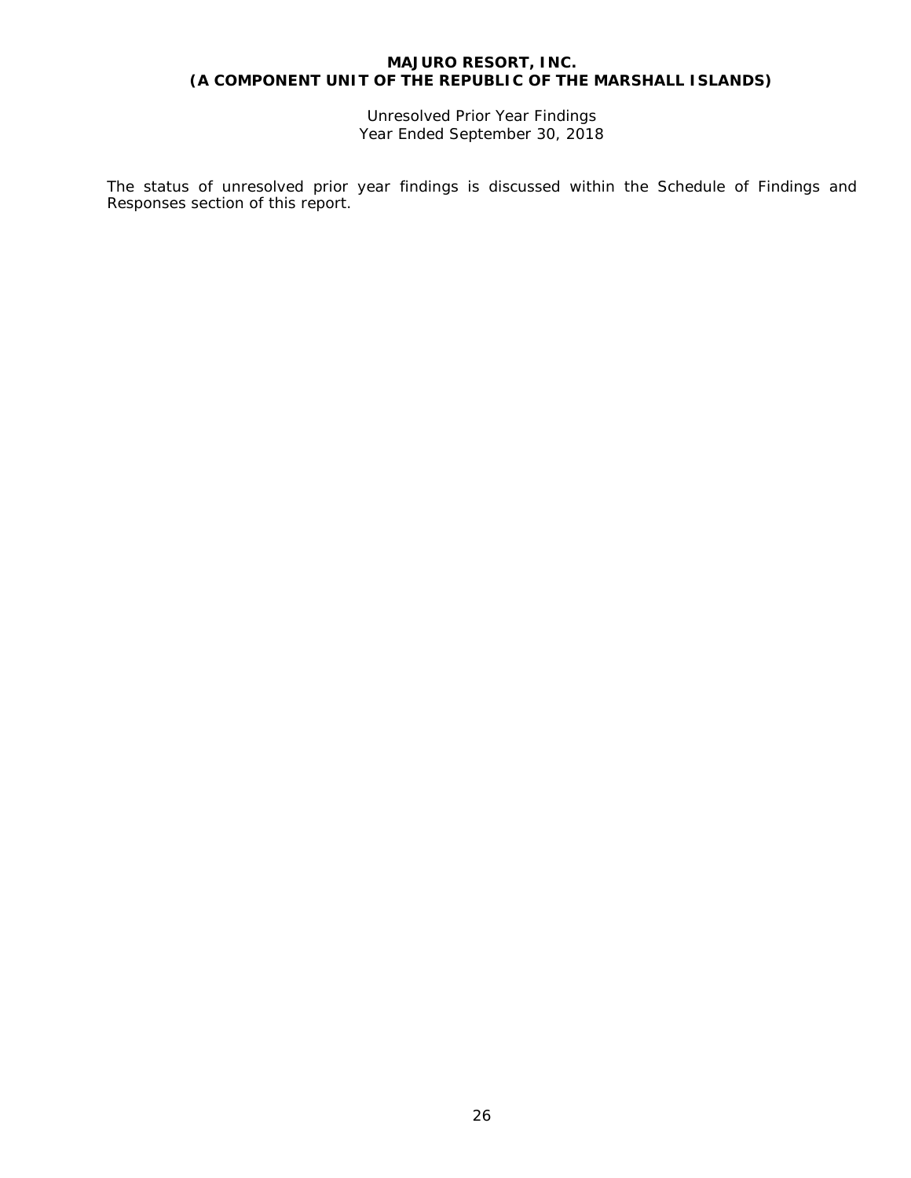**MAJURO RESORT, INC.**
**(A COMPONENT UNIT OF THE REPUBLIC OF THE MARSHALL ISLANDS)**

Unresolved Prior Year Findings
Year Ended September 30, 2018

The status of unresolved prior year findings is discussed within the Schedule of Findings and Responses section of this report.